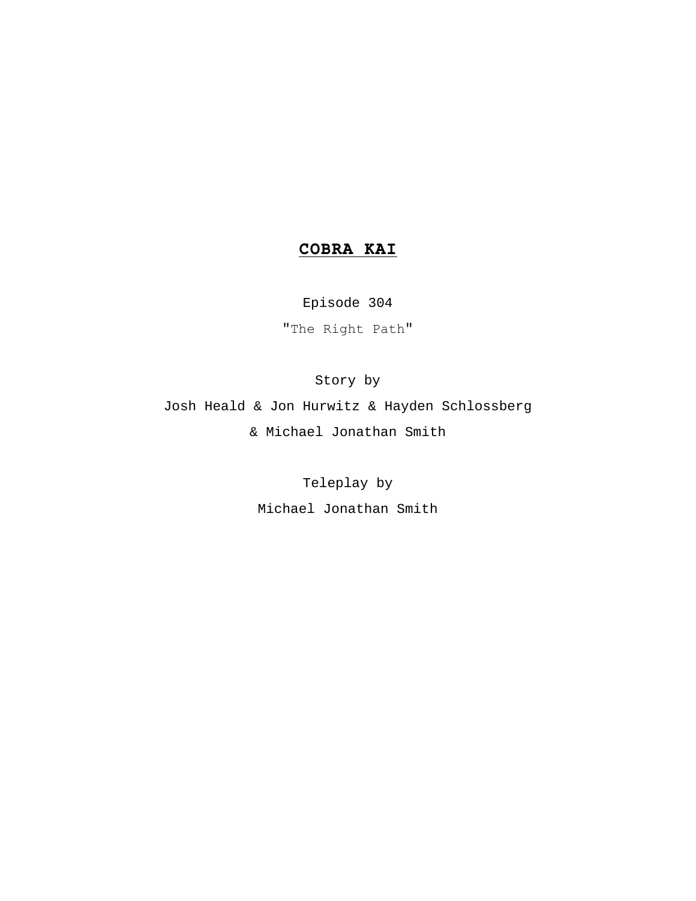# **COBRA KAI**

Episode 304

"The Right Path"

Story by

Josh Heald & Jon Hurwitz & Hayden Schlossberg

& Michael Jonathan Smith

Teleplay by

Michael Jonathan Smith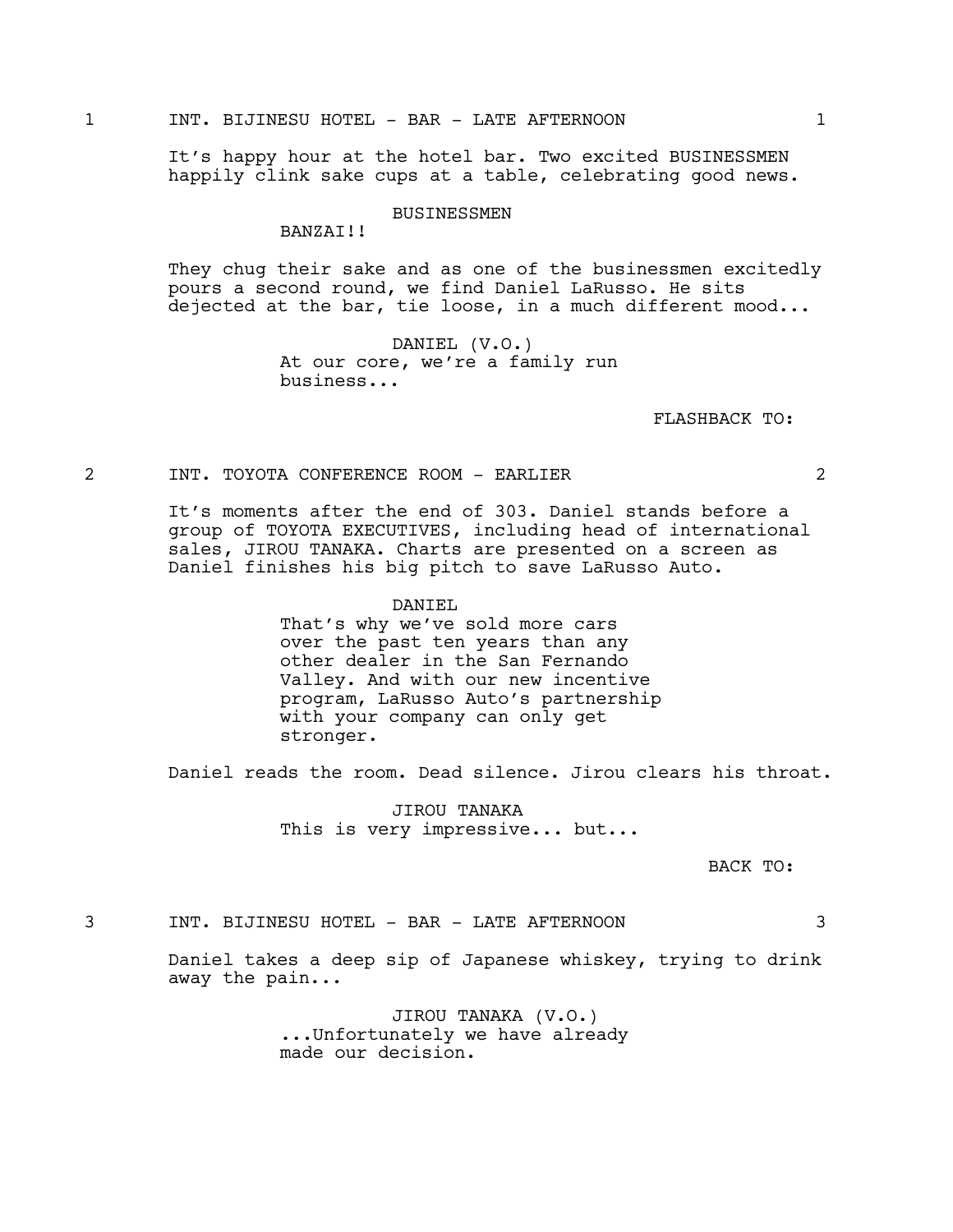1 INT. BIJINESU HOTEL - BAR - LATE AFTERNOON 1

It's happy hour at the hotel bar. Two excited BUSINESSMEN happily clink sake cups at a table, celebrating good news.

BUSINESSMEN
BANZAI!!

They chug their sake and as one of the businessmen excitedly pours a second round, we find Daniel LaRusso. He sits dejected at the bar, tie loose, in a much different mood...

DANIEL (V.O.)
At our core, we're a family run business...

FLASHBACK TO:

2 INT. TOYOTA CONFERENCE ROOM - EARLIER 2

It's moments after the end of 303. Daniel stands before a group of TOYOTA EXECUTIVES, including head of international sales, JIROU TANAKA. Charts are presented on a screen as Daniel finishes his big pitch to save LaRusso Auto.

DANIEL
That's why we've sold more cars over the past ten years than any other dealer in the San Fernando Valley. And with our new incentive program, LaRusso Auto's partnership with your company can only get stronger.

Daniel reads the room. Dead silence. Jirou clears his throat.

JIROU TANAKA
This is very impressive... but...

BACK TO:

3 INT. BIJINESU HOTEL - BAR - LATE AFTERNOON 3

Daniel takes a deep sip of Japanese whiskey, trying to drink away the pain...

JIROU TANAKA (V.O.)
...Unfortunately we have already made our decision.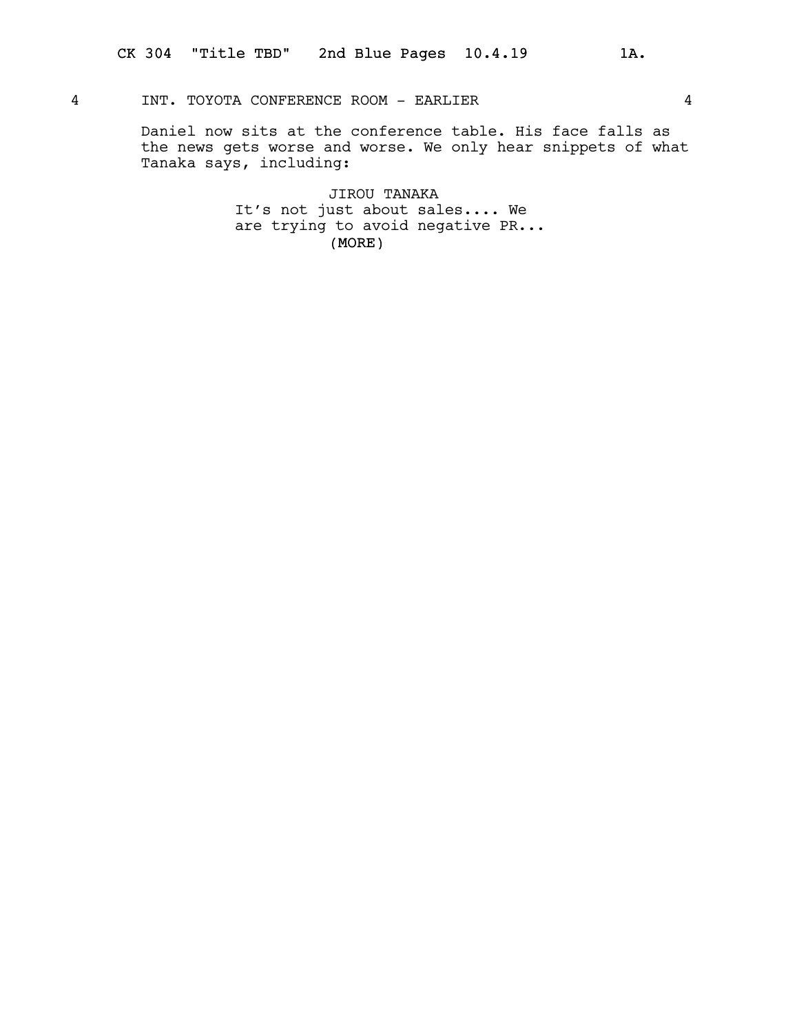4 INT. TOYOTA CONFERENCE ROOM - EARLIER 4

Daniel now sits at the conference table. His face falls as the news gets worse and worse. We only hear snippets of what Tanaka says, including:

JIROU TANAKA
It's not just about sales.... We are trying to avoid negative PR...
(MORE)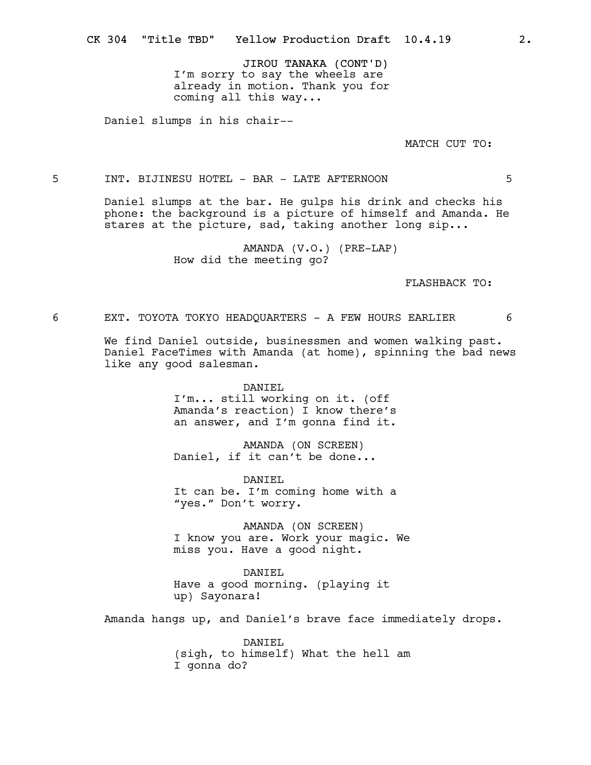JIROU TANAKA (CONT'D)
I'm sorry to say the wheels are already in motion. Thank you for coming all this way...

Daniel slumps in his chair--

MATCH CUT TO:

5 INT. BIJINESU HOTEL - BAR - LATE AFTERNOON 5

Daniel slumps at the bar. He gulps his drink and checks his phone: the background is a picture of himself and Amanda. He stares at the picture, sad, taking another long sip...

AMANDA (V.O.) (PRE-LAP)
How did the meeting go?

FLASHBACK TO:

6 EXT. TOYOTA TOKYO HEADQUARTERS - A FEW HOURS EARLIER 6

We find Daniel outside, businessmen and women walking past. Daniel FaceTimes with Amanda (at home), spinning the bad news like any good salesman.

DANIEL
I'm... still working on it. (off Amanda's reaction) I know there's an answer, and I'm gonna find it.

AMANDA (ON SCREEN)
Daniel, if it can't be done...

DANIEL
It can be. I'm coming home with a "yes." Don't worry.

AMANDA (ON SCREEN)
I know you are. Work your magic. We miss you. Have a good night.

DANIEL
Have a good morning. (playing it up) Sayonara!

Amanda hangs up, and Daniel's brave face immediately drops.

DANIEL
(sigh, to himself) What the hell am I gonna do?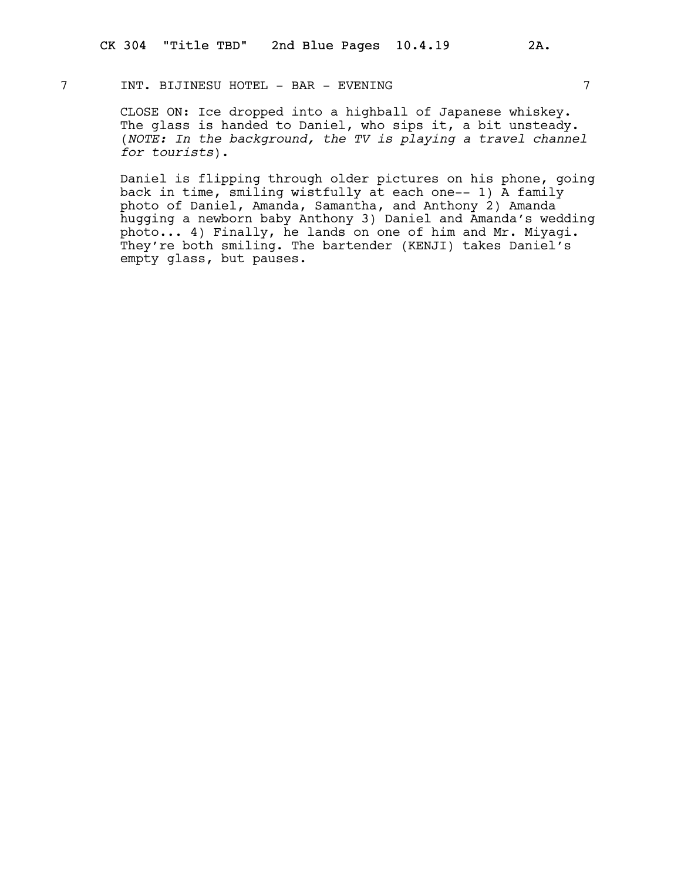7 INT. BIJINESU HOTEL - BAR - EVENING 7

CLOSE ON: Ice dropped into a highball of Japanese whiskey. The glass is handed to Daniel, who sips it, a bit unsteady. (*NOTE: In the background, the TV is playing a travel channel for tourists*).

Daniel is flipping through older pictures on his phone, going back in time, smiling wistfully at each one-- 1) A family photo of Daniel, Amanda, Samantha, and Anthony 2) Amanda hugging a newborn baby Anthony 3) Daniel and Amanda's wedding photo... 4) Finally, he lands on one of him and Mr. Miyagi. They're both smiling. The bartender (KENJI) takes Daniel's empty glass, but pauses.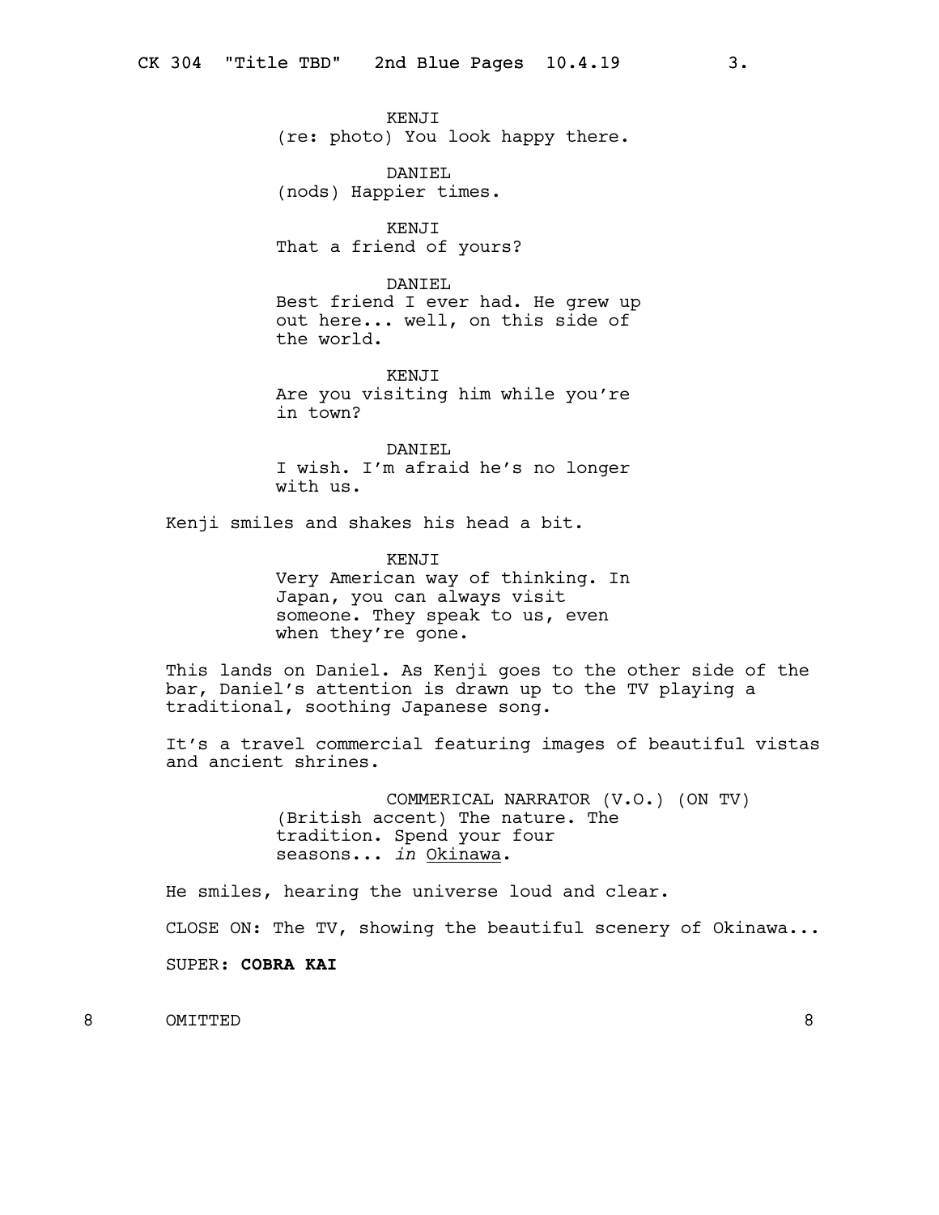KENJI
(re: photo) You look happy there.

DANIEL
(nods) Happier times.

KENJI
That a friend of yours?

DANIEL
Best friend I ever had. He grew up out here... well, on this side of the world.

KENJI
Are you visiting him while you're in town?

DANIEL
I wish. I'm afraid he's no longer with us.

Kenji smiles and shakes his head a bit.

KENJI
Very American way of thinking. In Japan, you can always visit someone. They speak to us, even when they're gone.

This lands on Daniel. As Kenji goes to the other side of the bar, Daniel's attention is drawn up to the TV playing a traditional, soothing Japanese song.

It's a travel commercial featuring images of beautiful vistas and ancient shrines.

COMMERICAL NARRATOR (V.O.) (ON TV)
(British accent) The nature. The tradition. Spend your four seasons... *in* <u>Okinawa</u>.

He smiles, hearing the universe loud and clear.

CLOSE ON: The TV, showing the beautiful scenery of Okinawa...

SUPER: **COBRA KAI**

8 OMITTED 8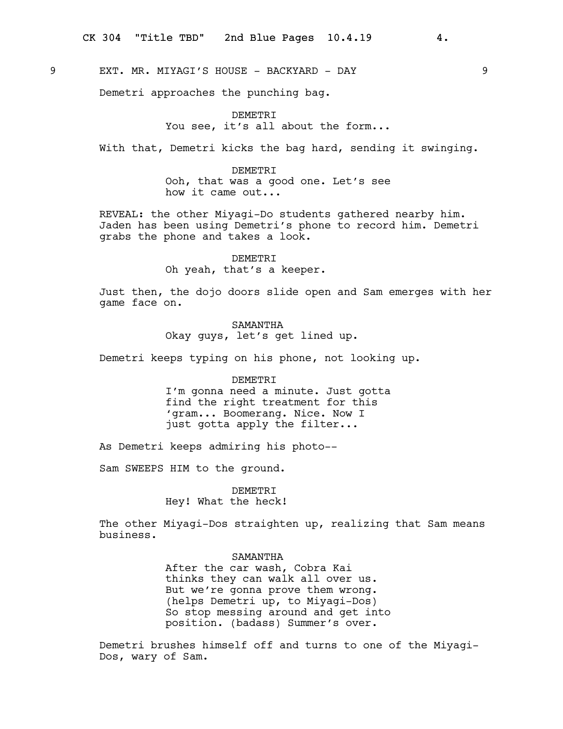9 EXT. MR. MIYAGI'S HOUSE - BACKYARD - DAY 9

Demetri approaches the punching bag.

DEMETRI
You see, it's all about the form...

With that, Demetri kicks the bag hard, sending it swinging.

DEMETRI
Ooh, that was a good one. Let's see how it came out...

REVEAL: the other Miyagi-Do students gathered nearby him. Jaden has been using Demetri's phone to record him. Demetri grabs the phone and takes a look.

DEMETRI
Oh yeah, that's a keeper.

Just then, the dojo doors slide open and Sam emerges with her game face on.

SAMANTHA
Okay guys, let's get lined up.

Demetri keeps typing on his phone, not looking up.

DEMETRI
I'm gonna need a minute. Just gotta find the right treatment for this 'gram... Boomerang. Nice. Now I just gotta apply the filter...

As Demetri keeps admiring his photo--

Sam SWEEPS HIM to the ground.

DEMETRI
Hey! What the heck!

The other Miyagi-Dos straighten up, realizing that Sam means business.

SAMANTHA
After the car wash, Cobra Kai thinks they can walk all over us. But we're gonna prove them wrong.
(helps Demetri up, to Miyagi-Dos)
So stop messing around and get into position. (badass) Summer's over.

Demetri brushes himself off and turns to one of the Miyagi-Dos, wary of Sam.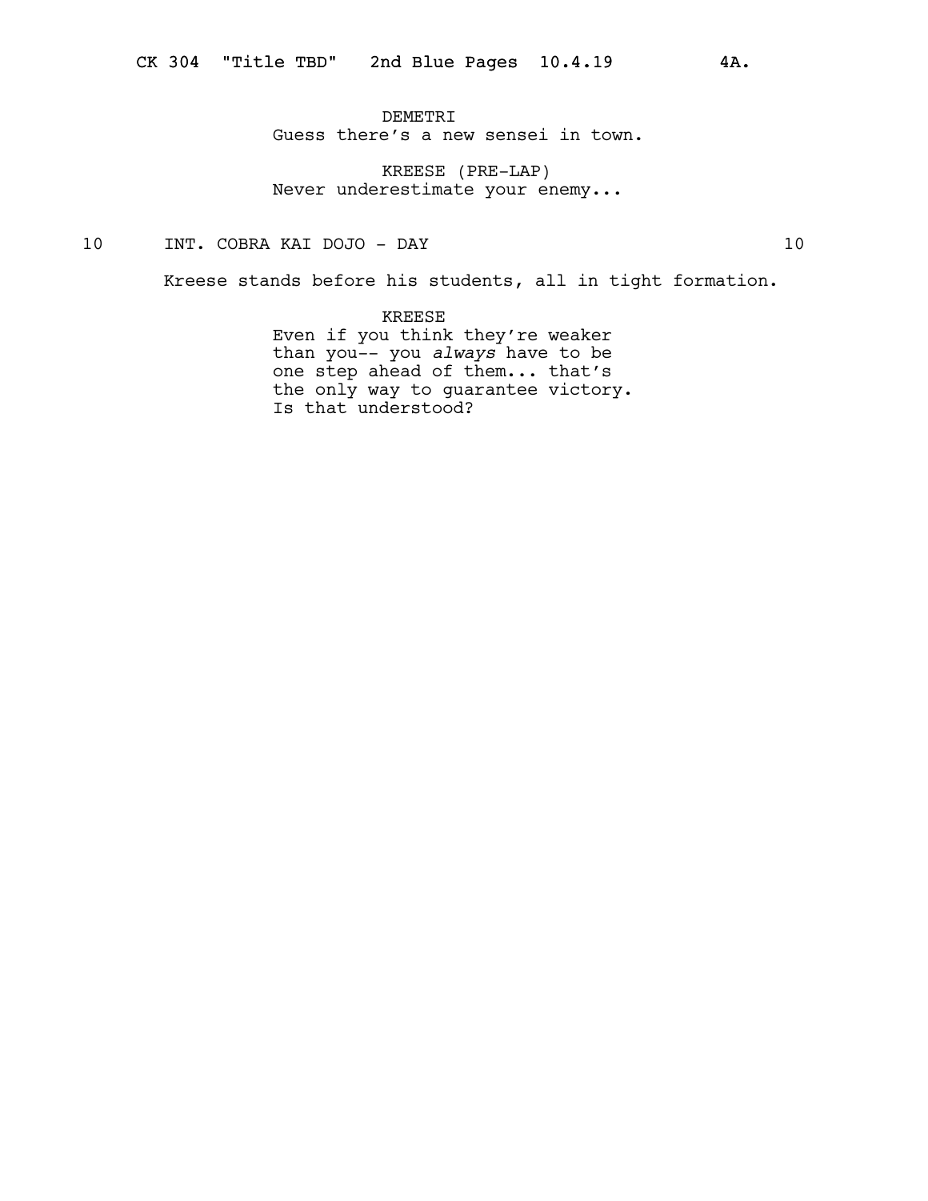DEMETRI
Guess there's a new sensei in town.

KREESE (PRE-LAP)
Never underestimate your enemy...

10 INT. COBRA KAI DOJO - DAY 10

Kreese stands before his students, all in tight formation.

KREESE
Even if you think they're weaker than you-- you *always* have to be one step ahead of them... that's the only way to guarantee victory. Is that understood?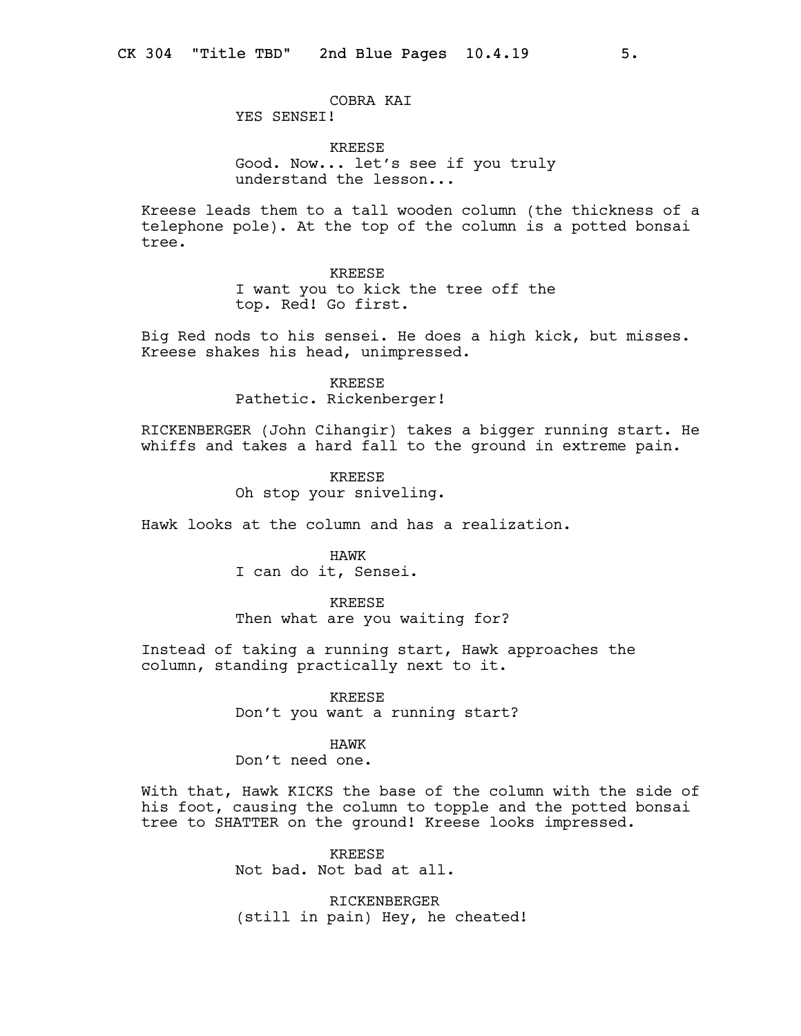COBRA KAI
YES SENSEI!

KREESE
Good. Now... let's see if you truly understand the lesson...

Kreese leads them to a tall wooden column (the thickness of a telephone pole). At the top of the column is a potted bonsai tree.

KREESE
I want you to kick the tree off the top. Red! Go first.

Big Red nods to his sensei. He does a high kick, but misses. Kreese shakes his head, unimpressed.

KREESE
Pathetic. Rickenberger!

RICKENBERGER (John Cihangir) takes a bigger running start. He whiffs and takes a hard fall to the ground in extreme pain.

KREESE
Oh stop your sniveling.

Hawk looks at the column and has a realization.

HAWK
I can do it, Sensei.

KREESE
Then what are you waiting for?

Instead of taking a running start, Hawk approaches the column, standing practically next to it.

KREESE
Don't you want a running start?

HAWK
Don't need one.

With that, Hawk KICKS the base of the column with the side of his foot, causing the column to topple and the potted bonsai tree to SHATTER on the ground! Kreese looks impressed.

KREESE
Not bad. Not bad at all.

RICKENBERGER
(still in pain) Hey, he cheated!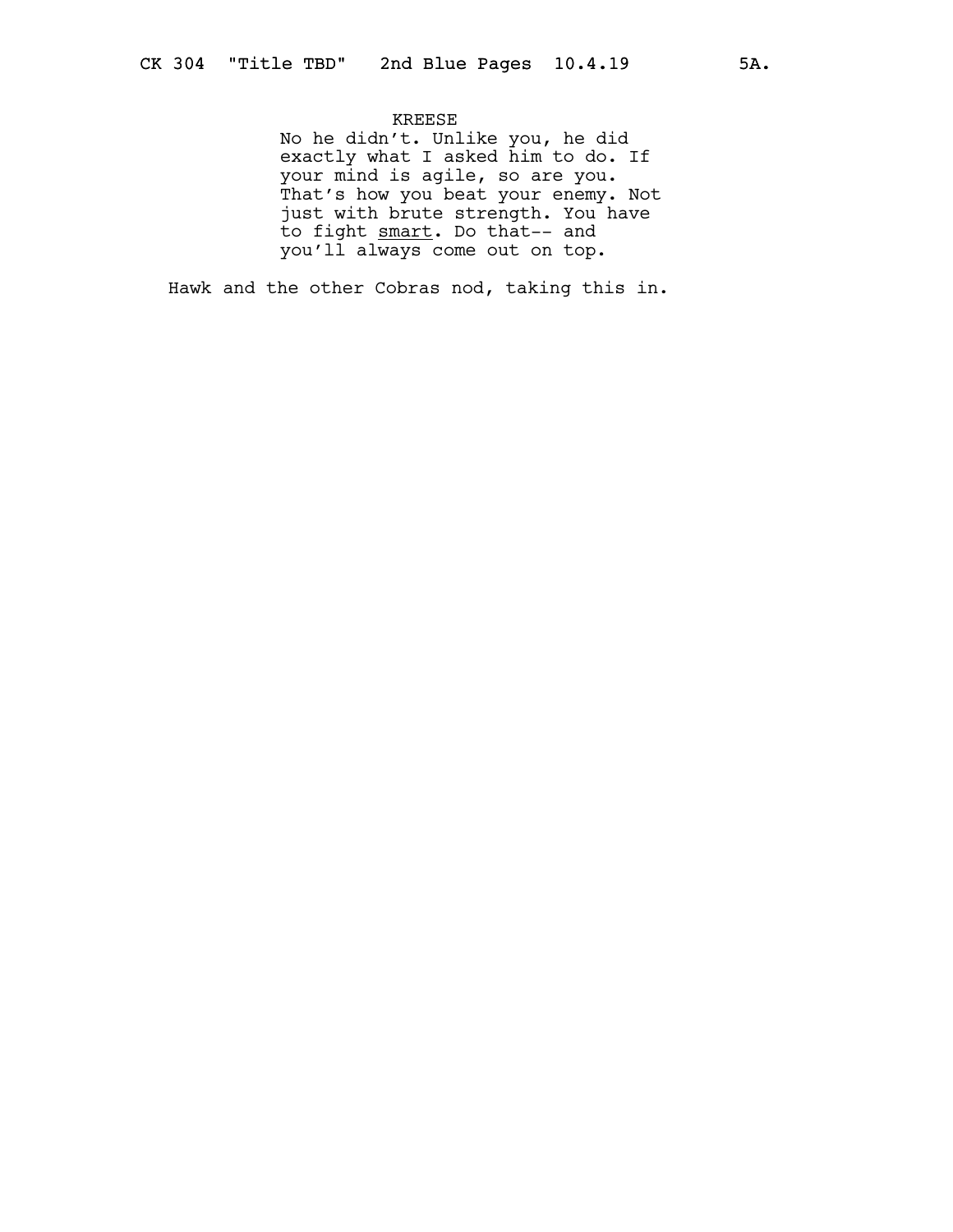KREESE

No he didn't. Unlike you, he did exactly what I asked him to do. If your mind is agile, so are you. That's how you beat your enemy. Not just with brute strength. You have to fight <u>smart</u>. Do that-- and you'll always come out on top.

Hawk and the other Cobras nod, taking this in.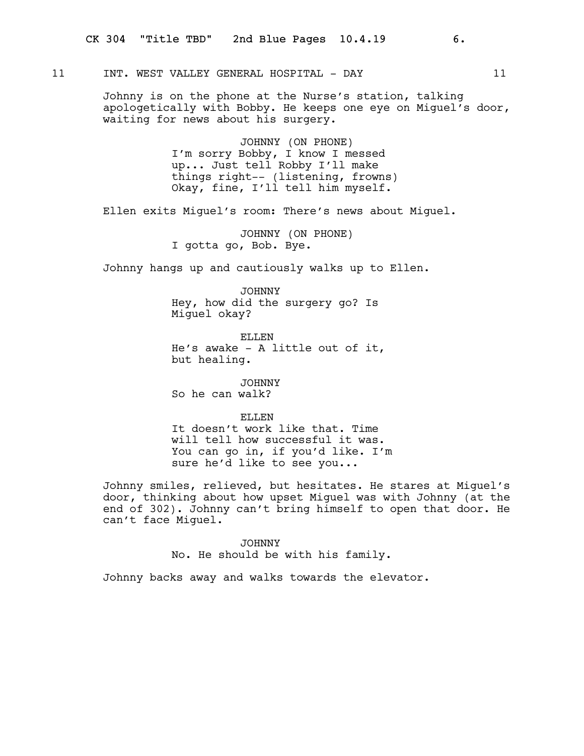11 INT. WEST VALLEY GENERAL HOSPITAL - DAY 11

Johnny is on the phone at the Nurse's station, talking apologetically with Bobby. He keeps one eye on Miguel's door, waiting for news about his surgery.

JOHNNY (ON PHONE)
I'm sorry Bobby, I know I messed up... Just tell Robby I'll make things right-- (listening, frowns) Okay, fine, I'll tell him myself.

Ellen exits Miguel's room: There's news about Miguel.

JOHNNY (ON PHONE)
I gotta go, Bob. Bye.

Johnny hangs up and cautiously walks up to Ellen.

JOHNNY
Hey, how did the surgery go? Is Miguel okay?

ELLEN
He's awake - A little out of it, but healing.

JOHNNY
So he can walk?

ELLEN
It doesn't work like that. Time will tell how successful it was. You can go in, if you'd like. I'm sure he'd like to see you...

Johnny smiles, relieved, but hesitates. He stares at Miguel's door, thinking about how upset Miguel was with Johnny (at the end of 302). Johnny can't bring himself to open that door. He can't face Miguel.

JOHNNY
No. He should be with his family.

Johnny backs away and walks towards the elevator.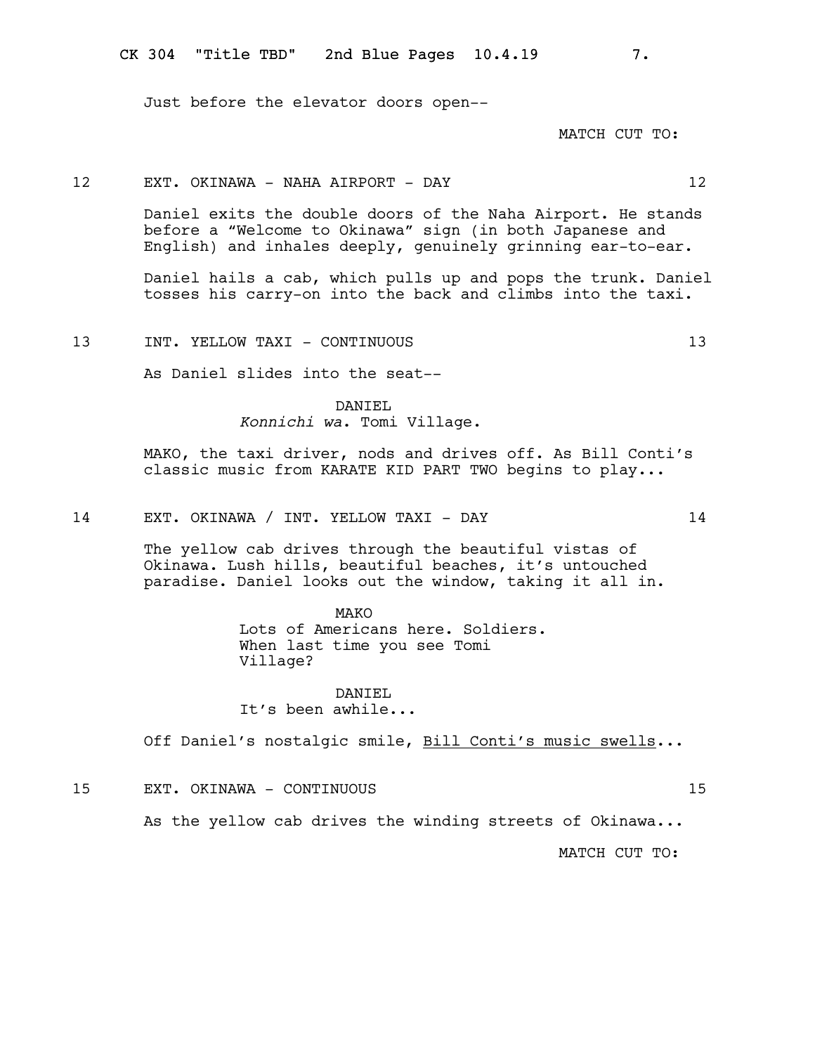Just before the elevator doors open--

MATCH CUT TO:

12 EXT. OKINAWA - NAHA AIRPORT - DAY 12

Daniel exits the double doors of the Naha Airport. He stands before a “Welcome to Okinawa” sign (in both Japanese and English) and inhales deeply, genuinely grinning ear-to-ear.

Daniel hails a cab, which pulls up and pops the trunk. Daniel tosses his carry-on into the back and climbs into the taxi.

13 INT. YELLOW TAXI - CONTINUOUS 13

As Daniel slides into the seat--

DANIEL
*Konnichi wa*. Tomi Village.

MAKO, the taxi driver, nods and drives off. As Bill Conti’s classic music from KARATE KID PART TWO begins to play...

14 EXT. OKINAWA / INT. YELLOW TAXI - DAY 14

The yellow cab drives through the beautiful vistas of Okinawa. Lush hills, beautiful beaches, it’s untouched paradise. Daniel looks out the window, taking it all in.

MAKO
Lots of Americans here. Soldiers. When last time you see Tomi Village?

DANIEL
It’s been awhile...

Off Daniel’s nostalgic smile, <u>Bill Conti’s music swells</u>...

15 EXT. OKINAWA - CONTINUOUS 15

As the yellow cab drives the winding streets of Okinawa...

MATCH CUT TO: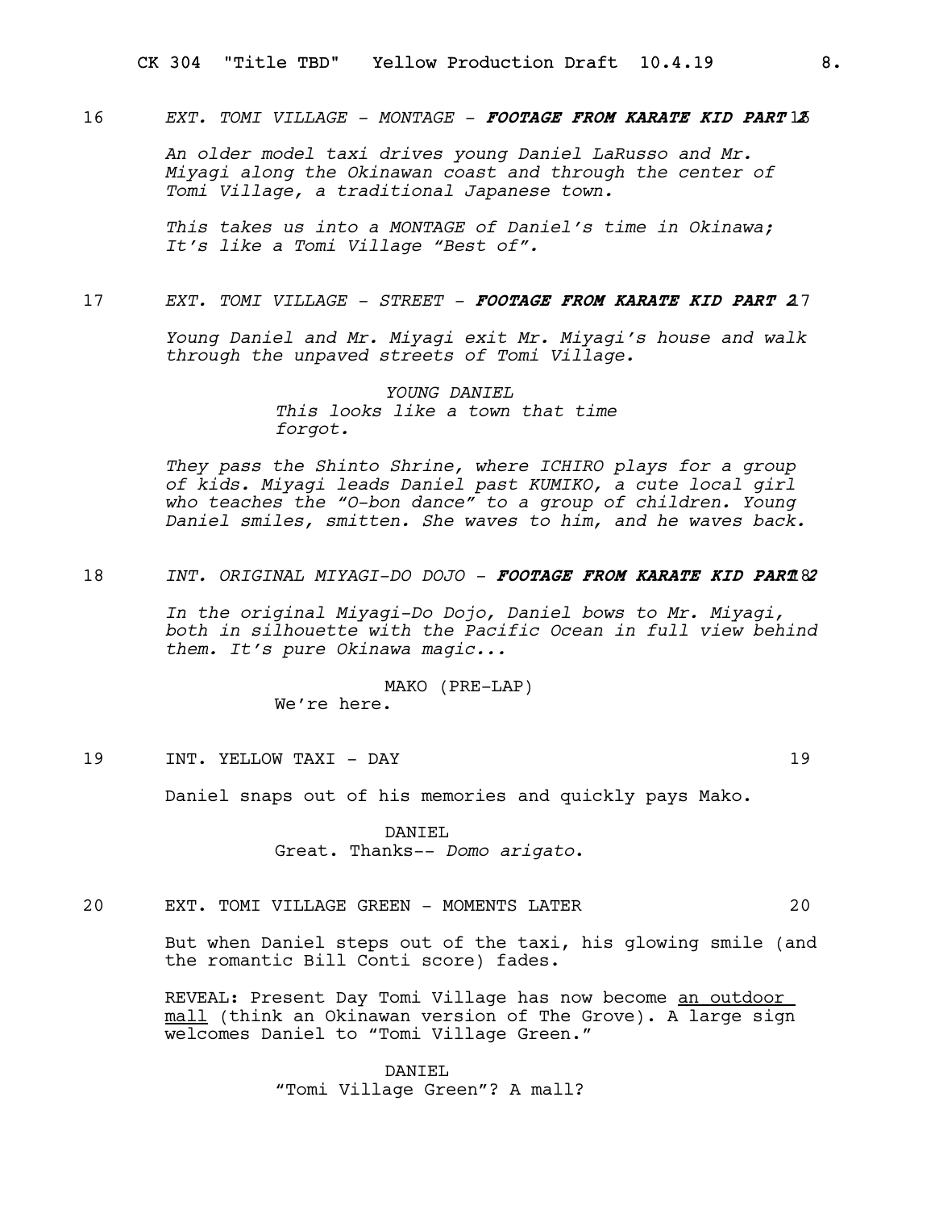16 *EXT. TOMI VILLAGE - MONTAGE -* ***FOOTAGE FROM KARATE KID PART 1*** 16

*An older model taxi drives young Daniel LaRusso and Mr. Miyagi along the Okinawan coast and through the center of Tomi Village, a traditional Japanese town.*

*This takes us into a MONTAGE of Daniel's time in Okinawa; It's like a Tomi Village "Best of".*

17 *EXT. TOMI VILLAGE - STREET -* ***FOOTAGE FROM KARATE KID PART 2*** 17

*Young Daniel and Mr. Miyagi exit Mr. Miyagi's house and walk through the unpaved streets of Tomi Village.*

*YOUNG DANIEL*
*This looks like a town that time forgot.*

*They pass the Shinto Shrine, where ICHIRO plays for a group of kids. Miyagi leads Daniel past KUMIKO, a cute local girl who teaches the "O-bon dance" to a group of children. Young Daniel smiles, smitten. She waves to him, and he waves back.*

18 *INT. ORIGINAL MIYAGI-DO DOJO -* ***FOOTAGE FROM KARATE KID PART 2*** 18

*In the original Miyagi-Do Dojo, Daniel bows to Mr. Miyagi, both in silhouette with the Pacific Ocean in full view behind them. It's pure Okinawa magic...*

MAKO (PRE-LAP)
We're here.

19 INT. YELLOW TAXI - DAY 19

Daniel snaps out of his memories and quickly pays Mako.

DANIEL
Great. Thanks-- *Domo arigato*.

20 EXT. TOMI VILLAGE GREEN - MOMENTS LATER 20

But when Daniel steps out of the taxi, his glowing smile (and the romantic Bill Conti score) fades.

REVEAL: Present Day Tomi Village has now become an outdoor mall (think an Okinawan version of The Grove). A large sign welcomes Daniel to "Tomi Village Green."

DANIEL
"Tomi Village Green"? A mall?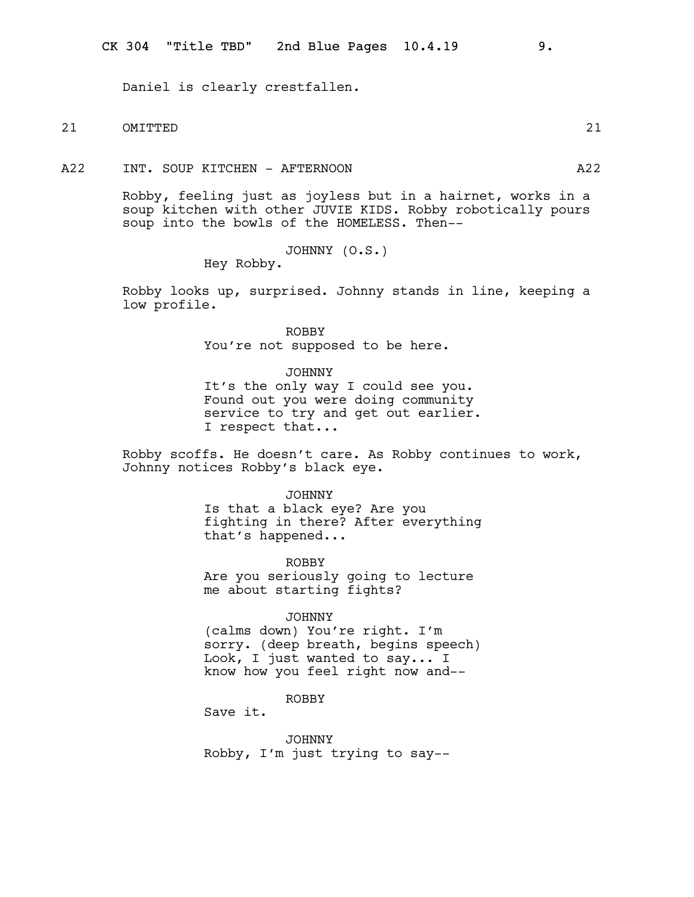Daniel is clearly crestfallen.

21 OMITTED 21

A22 INT. SOUP KITCHEN - AFTERNOON A22

Robby, feeling just as joyless but in a hairnet, works in a soup kitchen with other JUVIE KIDS. Robby robotically pours soup into the bowls of the HOMELESS. Then--

JOHNNY (O.S.)
Hey Robby.

Robby looks up, surprised. Johnny stands in line, keeping a low profile.

ROBBY
You're not supposed to be here.

JOHNNY
It's the only way I could see you. Found out you were doing community service to try and get out earlier. I respect that...

Robby scoffs. He doesn't care. As Robby continues to work, Johnny notices Robby's black eye.

JOHNNY
Is that a black eye? Are you fighting in there? After everything that's happened...

ROBBY
Are you seriously going to lecture me about starting fights?

JOHNNY
(calms down) You're right. I'm sorry. (deep breath, begins speech) Look, I just wanted to say... I know how you feel right now and--

ROBBY
Save it.

JOHNNY
Robby, I'm just trying to say--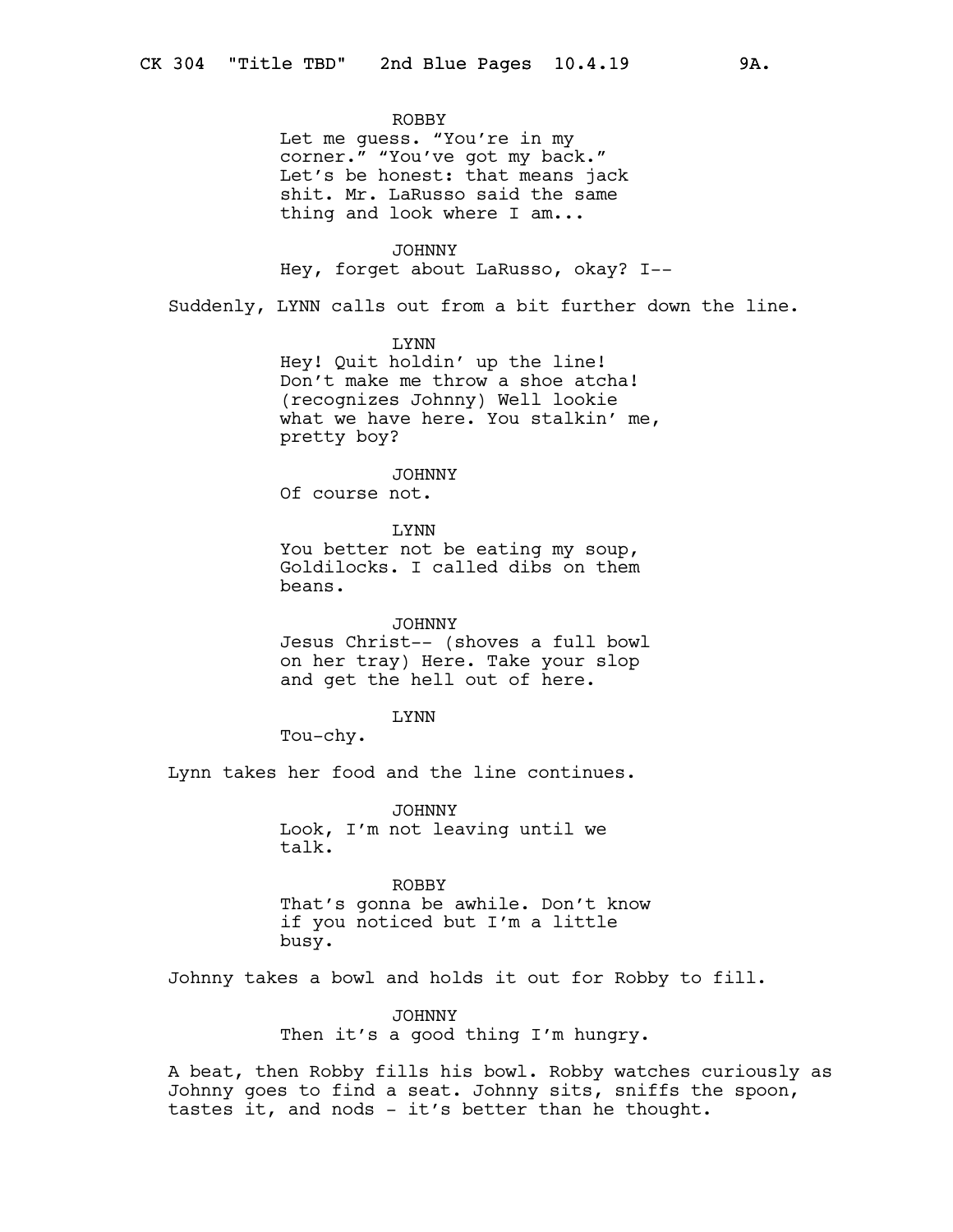ROBBY
Let me guess. "You're in my corner." "You've got my back." Let's be honest: that means jack shit. Mr. LaRusso said the same thing and look where I am...

JOHNNY
Hey, forget about LaRusso, okay? I--

Suddenly, LYNN calls out from a bit further down the line.

LYNN
Hey! Quit holdin' up the line! Don't make me throw a shoe atcha! (recognizes Johnny) Well lookie what we have here. You stalkin' me, pretty boy?

JOHNNY
Of course not.

LYNN
You better not be eating my soup, Goldilocks. I called dibs on them beans.

JOHNNY
Jesus Christ-- (shoves a full bowl on her tray) Here. Take your slop and get the hell out of here.

LYNN
Tou-chy.

Lynn takes her food and the line continues.

JOHNNY
Look, I'm not leaving until we talk.

ROBBY
That's gonna be awhile. Don't know if you noticed but I'm a little busy.

Johnny takes a bowl and holds it out for Robby to fill.

JOHNNY
Then it's a good thing I'm hungry.

A beat, then Robby fills his bowl. Robby watches curiously as Johnny goes to find a seat. Johnny sits, sniffs the spoon, tastes it, and nods - it's better than he thought.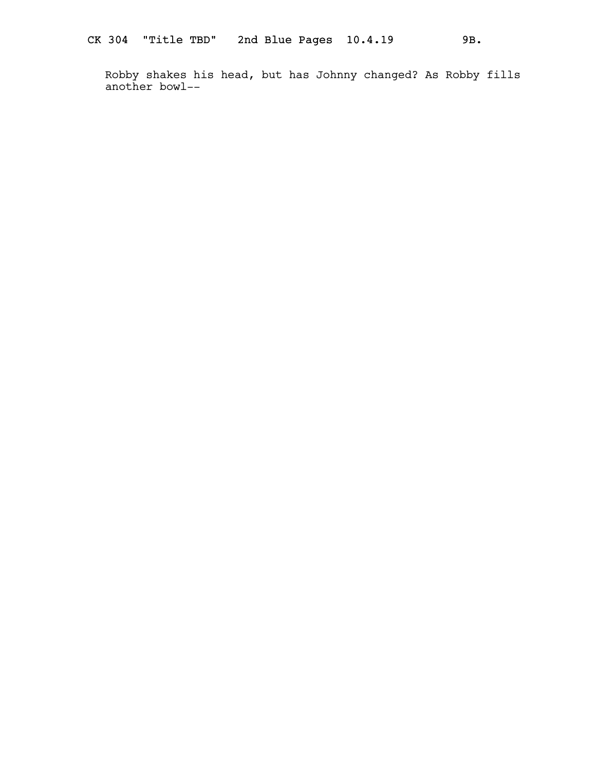Robby shakes his head, but has Johnny changed? As Robby fills another bowl--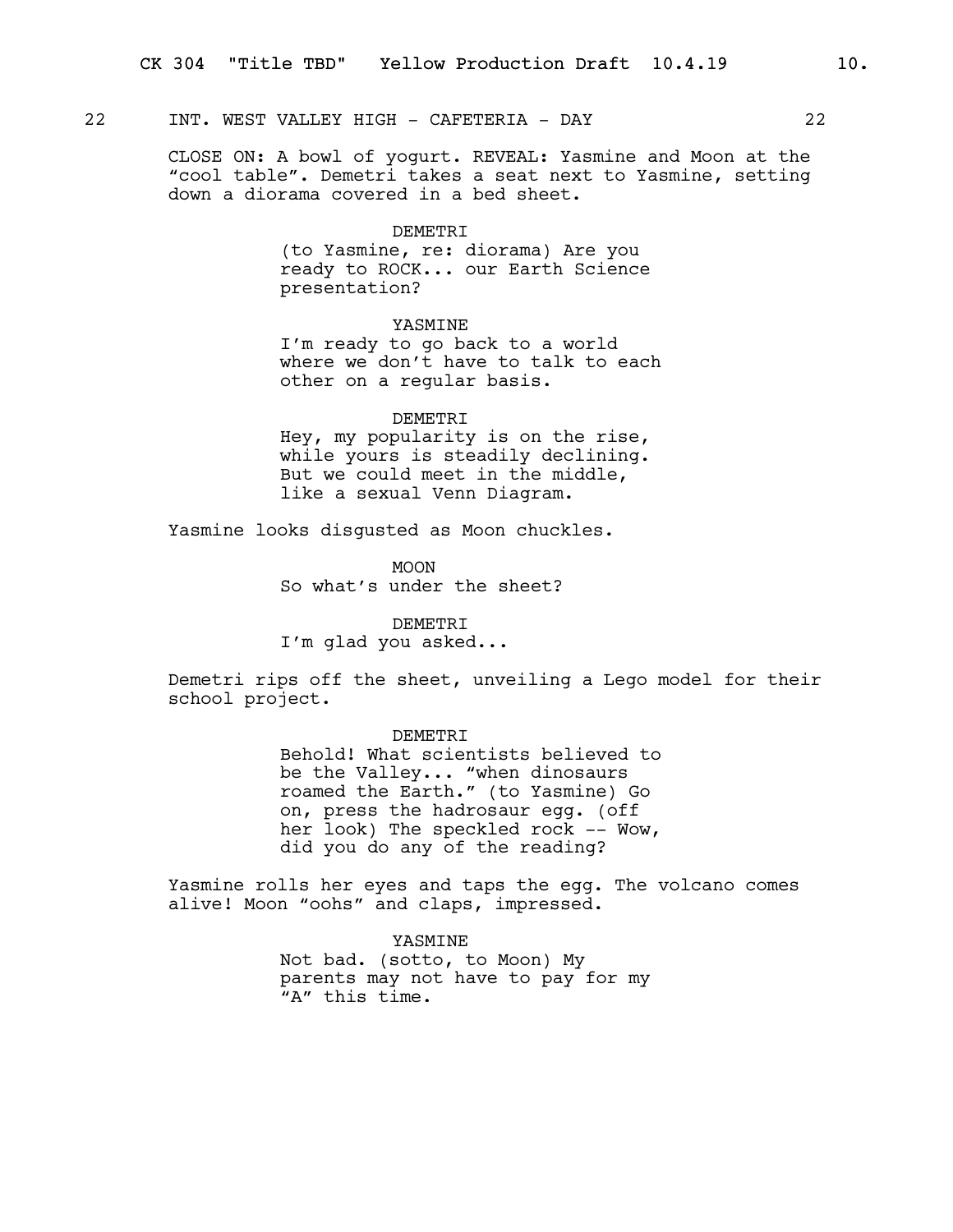22 INT. WEST VALLEY HIGH - CAFETERIA - DAY 22

CLOSE ON: A bowl of yogurt. REVEAL: Yasmine and Moon at the "cool table". Demetri takes a seat next to Yasmine, setting down a diorama covered in a bed sheet.

DEMETRI
(to Yasmine, re: diorama) Are you ready to ROCK... our Earth Science presentation?

YASMINE
I'm ready to go back to a world where we don't have to talk to each other on a regular basis.

DEMETRI
Hey, my popularity is on the rise, while yours is steadily declining. But we could meet in the middle, like a sexual Venn Diagram.

Yasmine looks disgusted as Moon chuckles.

MOON
So what's under the sheet?

DEMETRI
I'm glad you asked...

Demetri rips off the sheet, unveiling a Lego model for their school project.

DEMETRI
Behold! What scientists believed to be the Valley... "when dinosaurs roamed the Earth." (to Yasmine) Go on, press the hadrosaur egg. (off her look) The speckled rock -- Wow, did you do any of the reading?

Yasmine rolls her eyes and taps the egg. The volcano comes alive! Moon "oohs" and claps, impressed.

YASMINE
Not bad. (sotto, to Moon) My parents may not have to pay for my "A" this time.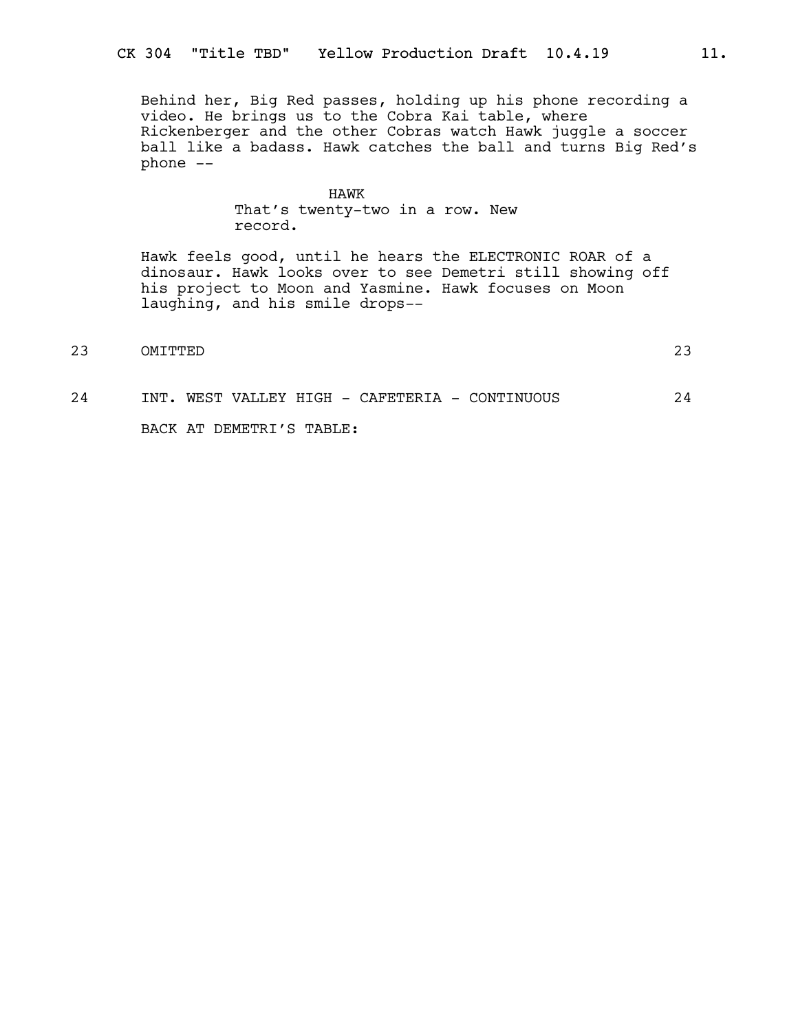Behind her, Big Red passes, holding up his phone recording a video. He brings us to the Cobra Kai table, where Rickenberger and the other Cobras watch Hawk juggle a soccer ball like a badass. Hawk catches the ball and turns Big Red's phone --

HAWK
That's twenty-two in a row. New record.

Hawk feels good, until he hears the ELECTRONIC ROAR of a dinosaur. Hawk looks over to see Demetri still showing off his project to Moon and Yasmine. Hawk focuses on Moon laughing, and his smile drops--

23 OMITTED 23

24 INT. WEST VALLEY HIGH - CAFETERIA - CONTINUOUS 24

BACK AT DEMETRI'S TABLE: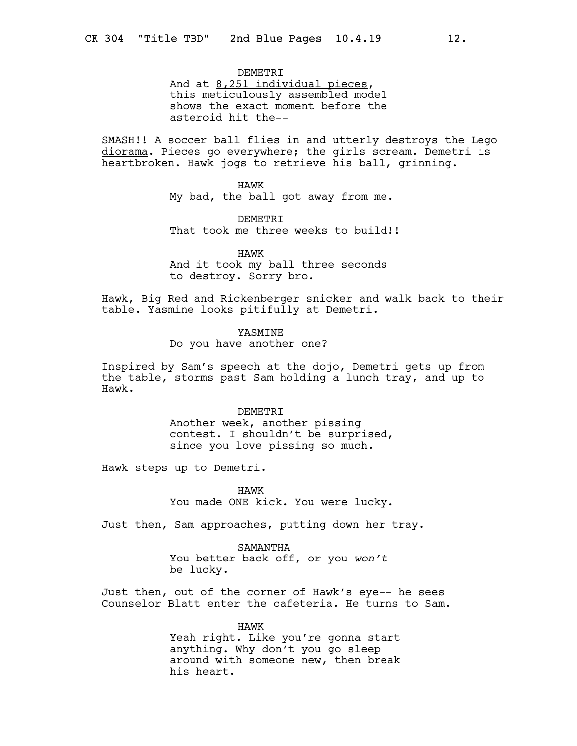DEMETRI
And at <u>8,251 individual pieces</u>, this meticulously assembled model shows the exact moment before the asteroid hit the--

SMASH!! <u>A soccer ball flies in and utterly destroys the Lego diorama</u>. Pieces go everywhere; the girls scream. Demetri is heartbroken. Hawk jogs to retrieve his ball, grinning.

HAWK
My bad, the ball got away from me.

DEMETRI
That took me three weeks to build!!

HAWK
And it took my ball three seconds to destroy. Sorry bro.

Hawk, Big Red and Rickenberger snicker and walk back to their table. Yasmine looks pitifully at Demetri.

YASMINE
Do you have another one?

Inspired by Sam's speech at the dojo, Demetri gets up from the table, storms past Sam holding a lunch tray, and up to Hawk.

DEMETRI
Another week, another pissing contest. I shouldn't be surprised, since you love pissing so much.

Hawk steps up to Demetri.

HAWK
You made ONE kick. You were lucky.

Just then, Sam approaches, putting down her tray.

SAMANTHA
You better back off, or you *won't* be lucky.

Just then, out of the corner of Hawk's eye-- he sees Counselor Blatt enter the cafeteria. He turns to Sam.

HAWK
Yeah right. Like you're gonna start anything. Why don't you go sleep around with someone new, then break his heart.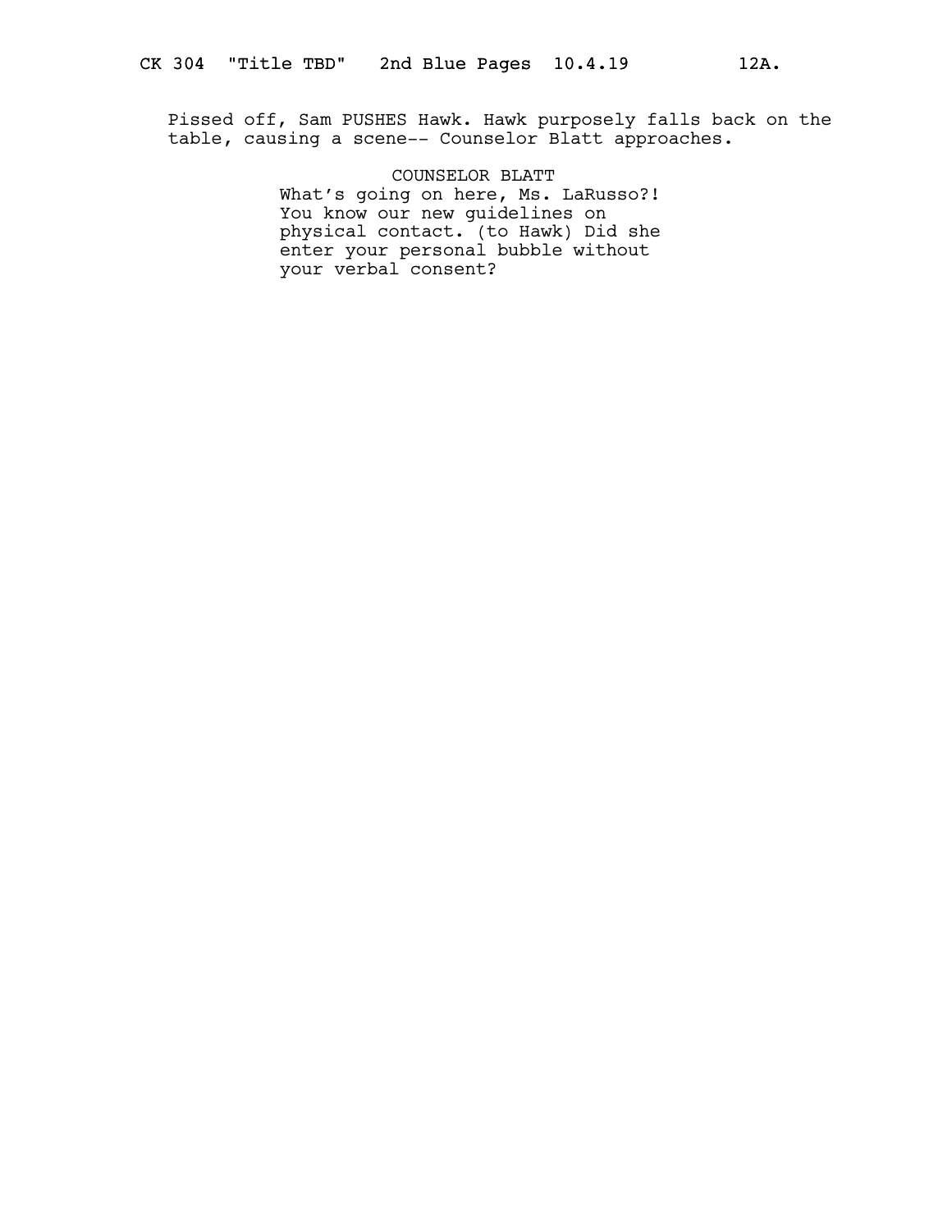Pissed off, Sam PUSHES Hawk. Hawk purposely falls back on the table, causing a scene-- Counselor Blatt approaches.

COUNSELOR BLATT
What's going on here, Ms. LaRusso?! You know our new guidelines on physical contact. (to Hawk) Did she enter your personal bubble without your verbal consent?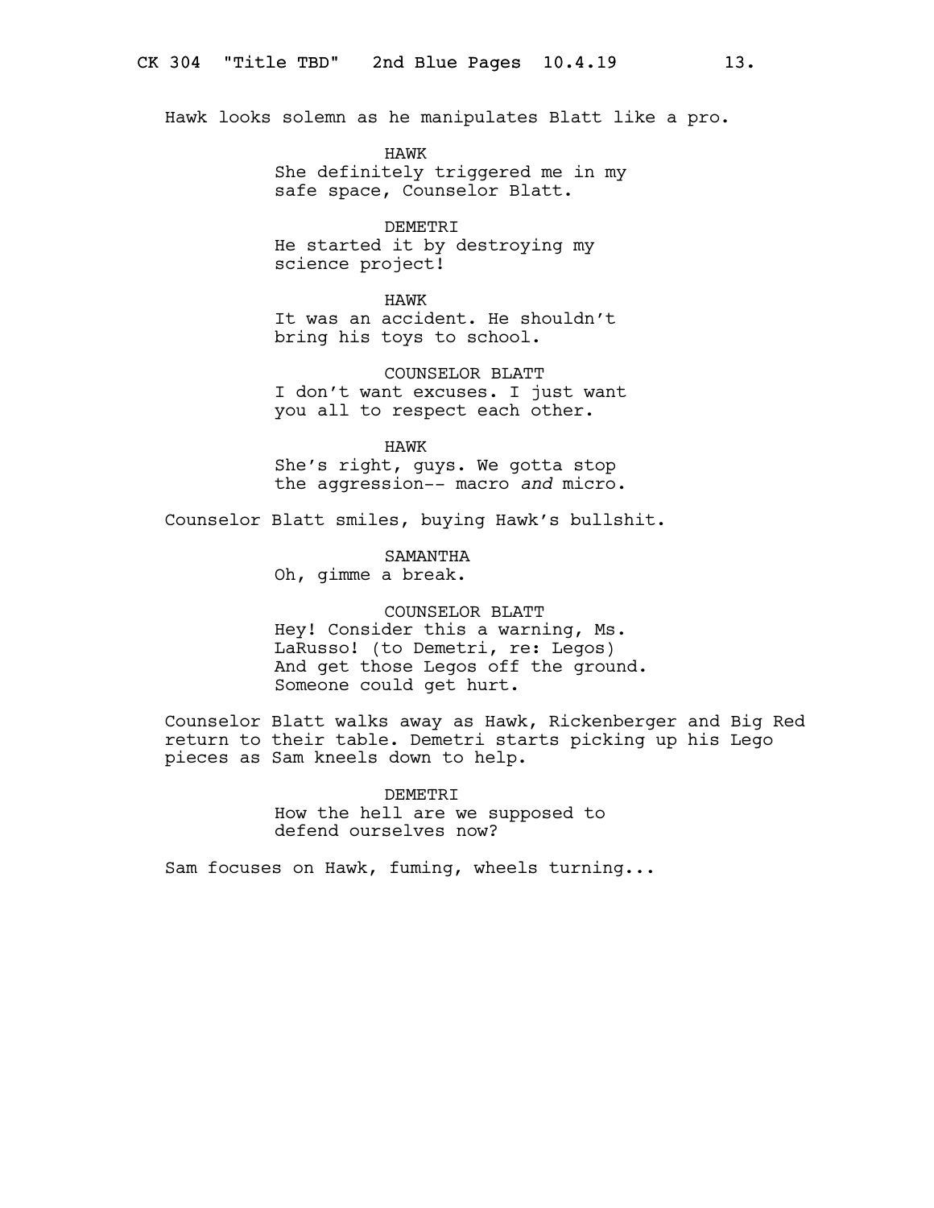Hawk looks solemn as he manipulates Blatt like a pro.

HAWK
She definitely triggered me in my safe space, Counselor Blatt.

DEMETRI
He started it by destroying my science project!

HAWK
It was an accident. He shouldn't bring his toys to school.

COUNSELOR BLATT
I don't want excuses. I just want you all to respect each other.

HAWK
She's right, guys. We gotta stop the aggression-- macro *and* micro.

Counselor Blatt smiles, buying Hawk's bullshit.

SAMANTHA
Oh, gimme a break.

COUNSELOR BLATT
Hey! Consider this a warning, Ms. LaRusso! (to Demetri, re: Legos) And get those Legos off the ground. Someone could get hurt.

Counselor Blatt walks away as Hawk, Rickenberger and Big Red return to their table. Demetri starts picking up his Lego pieces as Sam kneels down to help.

DEMETRI
How the hell are we supposed to defend ourselves now?

Sam focuses on Hawk, fuming, wheels turning...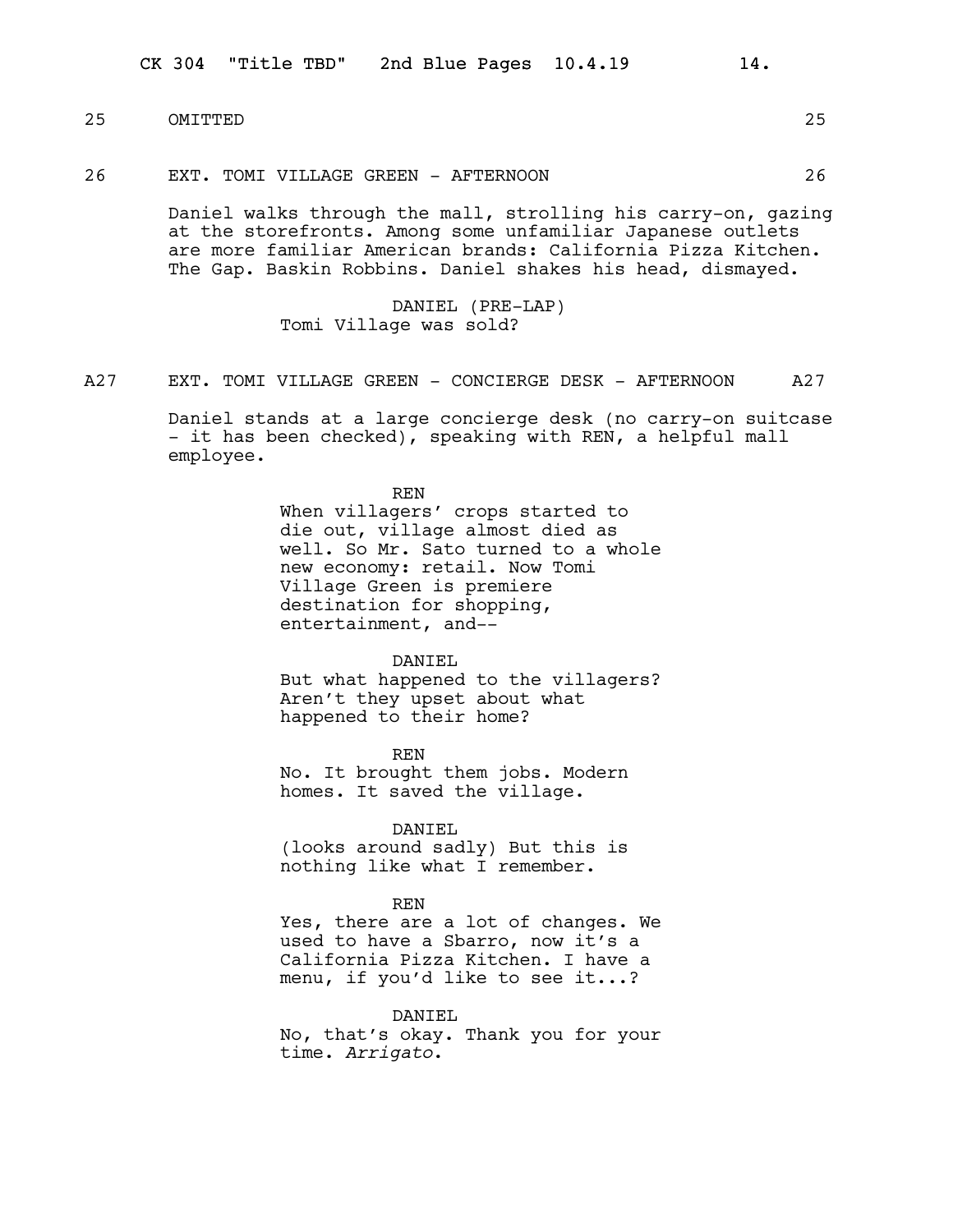25 OMITTED 25

26 EXT. TOMI VILLAGE GREEN - AFTERNOON 26

Daniel walks through the mall, strolling his carry-on, gazing at the storefronts. Among some unfamiliar Japanese outlets are more familiar American brands: California Pizza Kitchen. The Gap. Baskin Robbins. Daniel shakes his head, dismayed.

DANIEL (PRE-LAP)
Tomi Village was sold?

A27 EXT. TOMI VILLAGE GREEN - CONCIERGE DESK - AFTERNOON A27

Daniel stands at a large concierge desk (no carry-on suitcase - it has been checked), speaking with REN, a helpful mall employee.

REN
When villagers' crops started to die out, village almost died as well. So Mr. Sato turned to a whole new economy: retail. Now Tomi Village Green is premiere destination for shopping, entertainment, and--

DANIEL
But what happened to the villagers? Aren't they upset about what happened to their home?

REN
No. It brought them jobs. Modern homes. It saved the village.

DANIEL
(looks around sadly) But this is nothing like what I remember.

REN
Yes, there are a lot of changes. We used to have a Sbarro, now it's a California Pizza Kitchen. I have a menu, if you'd like to see it...?

DANIEL
No, that's okay. Thank you for your time. *Arrigato*.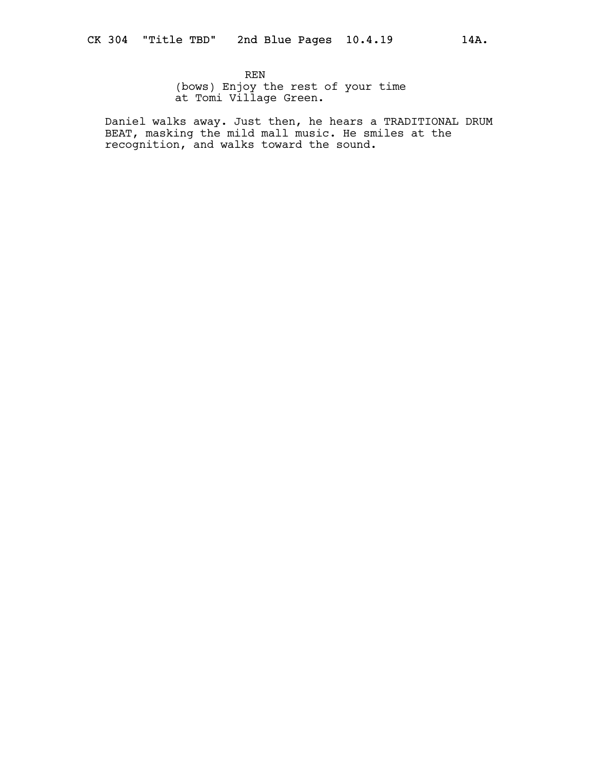REN
(bows) Enjoy the rest of your time at Tomi Village Green.

Daniel walks away. Just then, he hears a TRADITIONAL DRUM BEAT, masking the mild mall music. He smiles at the recognition, and walks toward the sound.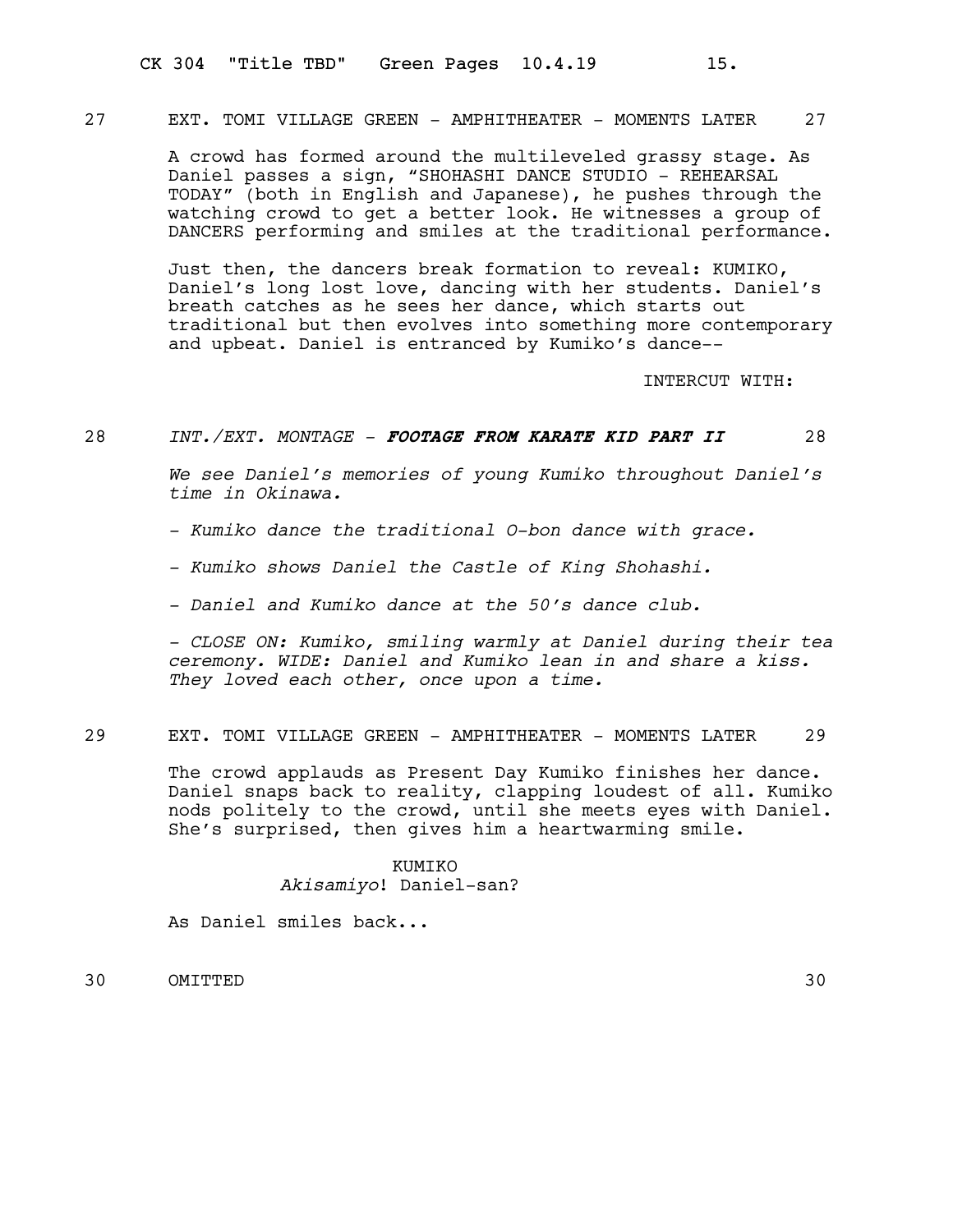27 EXT. TOMI VILLAGE GREEN - AMPHITHEATER - MOMENTS LATER 27

A crowd has formed around the multileveled grassy stage. As Daniel passes a sign, "SHOHASHI DANCE STUDIO - REHEARSAL TODAY" (both in English and Japanese), he pushes through the watching crowd to get a better look. He witnesses a group of DANCERS performing and smiles at the traditional performance.

Just then, the dancers break formation to reveal: KUMIKO, Daniel's long lost love, dancing with her students. Daniel's breath catches as he sees her dance, which starts out traditional but then evolves into something more contemporary and upbeat. Daniel is entranced by Kumiko's dance--

INTERCUT WITH:

28 *INT./EXT. MONTAGE - **FOOTAGE FROM KARATE KID PART II*** 28

*We see Daniel's memories of young Kumiko throughout Daniel's time in Okinawa.*

*- Kumiko dance the traditional O-bon dance with grace.*

*- Kumiko shows Daniel the Castle of King Shohashi.*

*- Daniel and Kumiko dance at the 50's dance club.*

*- CLOSE ON: Kumiko, smiling warmly at Daniel during their tea ceremony. WIDE: Daniel and Kumiko lean in and share a kiss. They loved each other, once upon a time.*

29 EXT. TOMI VILLAGE GREEN - AMPHITHEATER - MOMENTS LATER 29

The crowd applauds as Present Day Kumiko finishes her dance. Daniel snaps back to reality, clapping loudest of all. Kumiko nods politely to the crowd, until she meets eyes with Daniel. She's surprised, then gives him a heartwarming smile.

KUMIKO
*Akisamiyo*! Daniel-san?

As Daniel smiles back...

30 OMITTED 30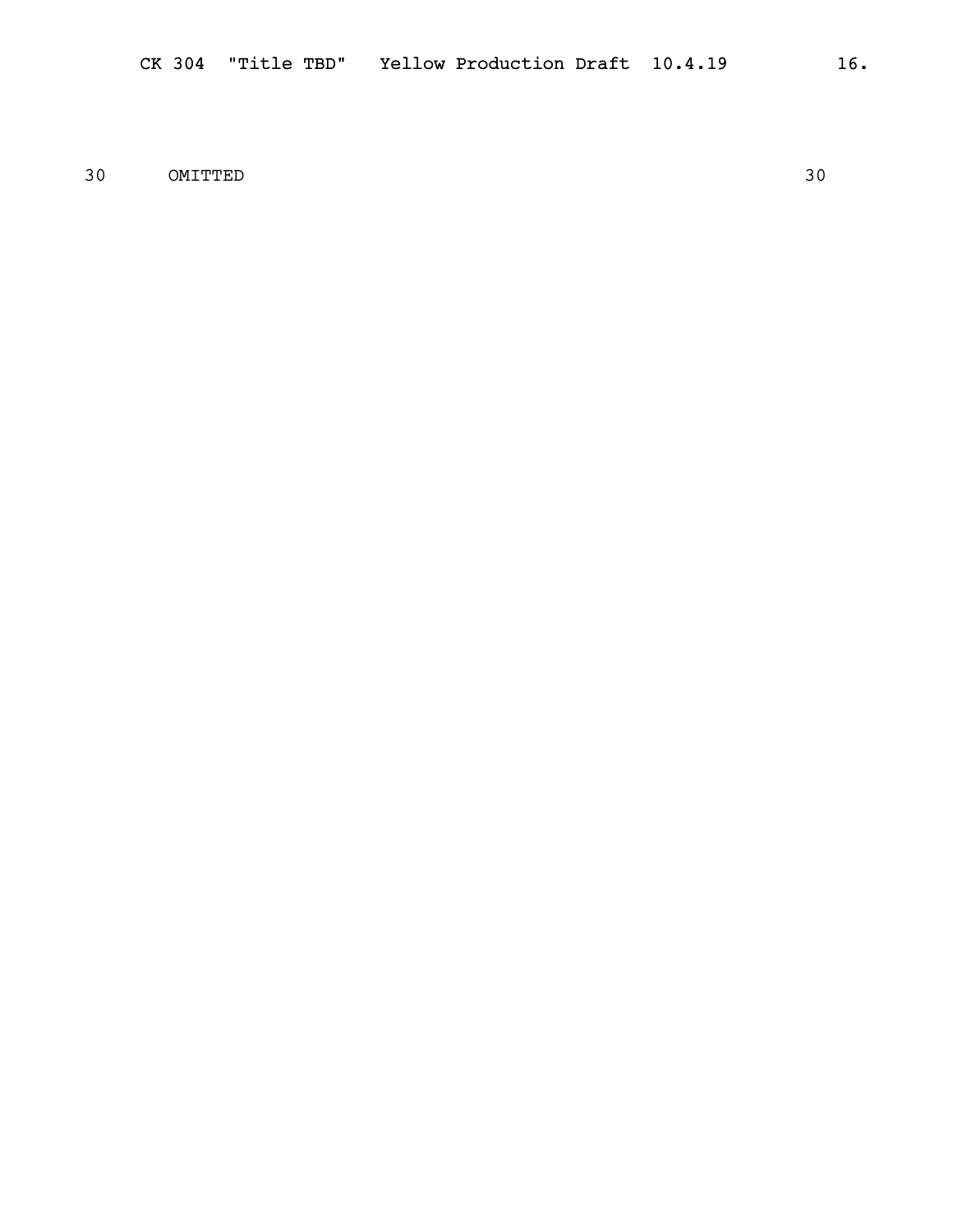30 OMITTED 30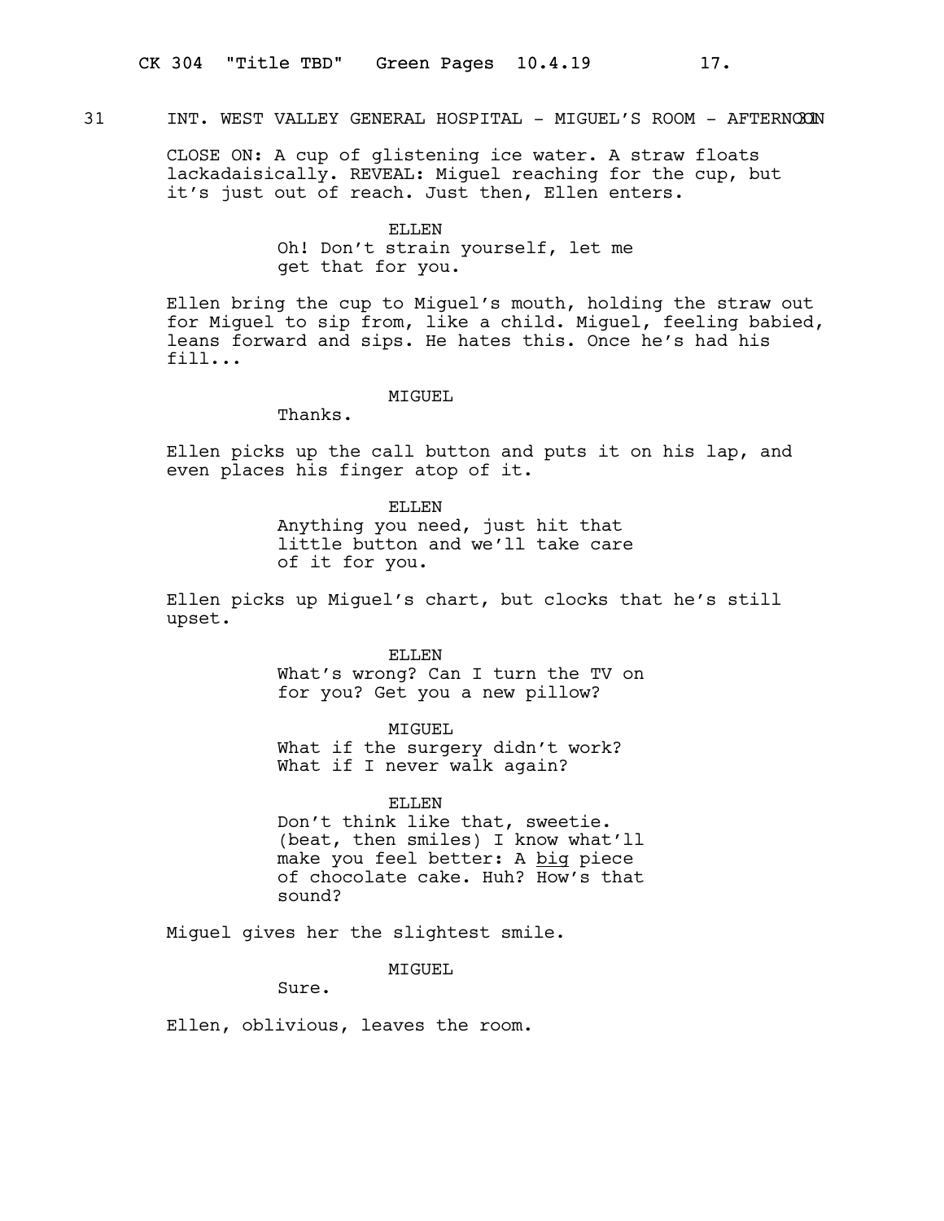31 INT. WEST VALLEY GENERAL HOSPITAL - MIGUEL'S ROOM - AFTERNOON 31

CLOSE ON: A cup of glistening ice water. A straw floats lackadaisically. REVEAL: Miguel reaching for the cup, but it's just out of reach. Just then, Ellen enters.

ELLEN
Oh! Don't strain yourself, let me get that for you.

Ellen bring the cup to Miguel's mouth, holding the straw out for Miguel to sip from, like a child. Miguel, feeling babied, leans forward and sips. He hates this. Once he's had his fill...

MIGUEL
Thanks.

Ellen picks up the call button and puts it on his lap, and even places his finger atop of it.

ELLEN
Anything you need, just hit that little button and we'll take care of it for you.

Ellen picks up Miguel's chart, but clocks that he's still upset.

ELLEN
What's wrong? Can I turn the TV on for you? Get you a new pillow?

MIGUEL
What if the surgery didn't work? What if I never walk again?

ELLEN
Don't think like that, sweetie. (beat, then smiles) I know what'll make you feel better: A <u>big</u> piece of chocolate cake. Huh? How's that sound?

Miguel gives her the slightest smile.

MIGUEL
Sure.

Ellen, oblivious, leaves the room.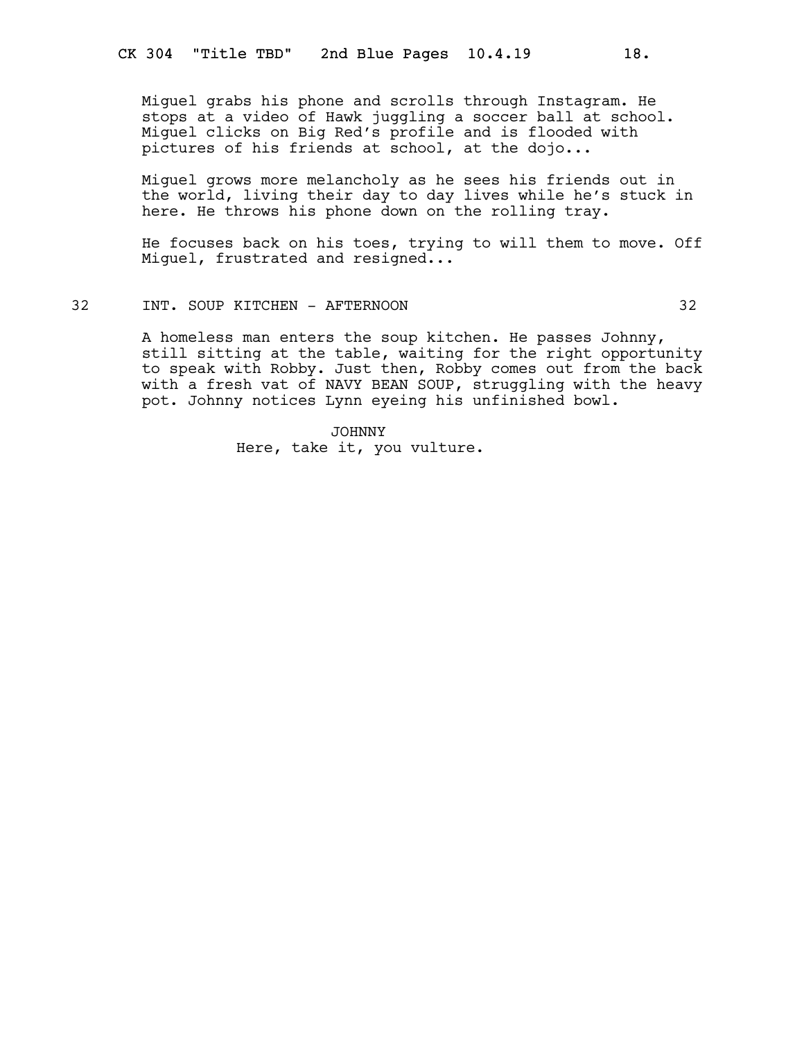Miguel grabs his phone and scrolls through Instagram. He stops at a video of Hawk juggling a soccer ball at school. Miguel clicks on Big Red's profile and is flooded with pictures of his friends at school, at the dojo...

Miguel grows more melancholy as he sees his friends out in the world, living their day to day lives while he's stuck in here. He throws his phone down on the rolling tray.

He focuses back on his toes, trying to will them to move. Off Miguel, frustrated and resigned...

32 INT. SOUP KITCHEN - AFTERNOON 32

A homeless man enters the soup kitchen. He passes Johnny, still sitting at the table, waiting for the right opportunity to speak with Robby. Just then, Robby comes out from the back with a fresh vat of NAVY BEAN SOUP, struggling with the heavy pot. Johnny notices Lynn eyeing his unfinished bowl.

JOHNNY
Here, take it, you vulture.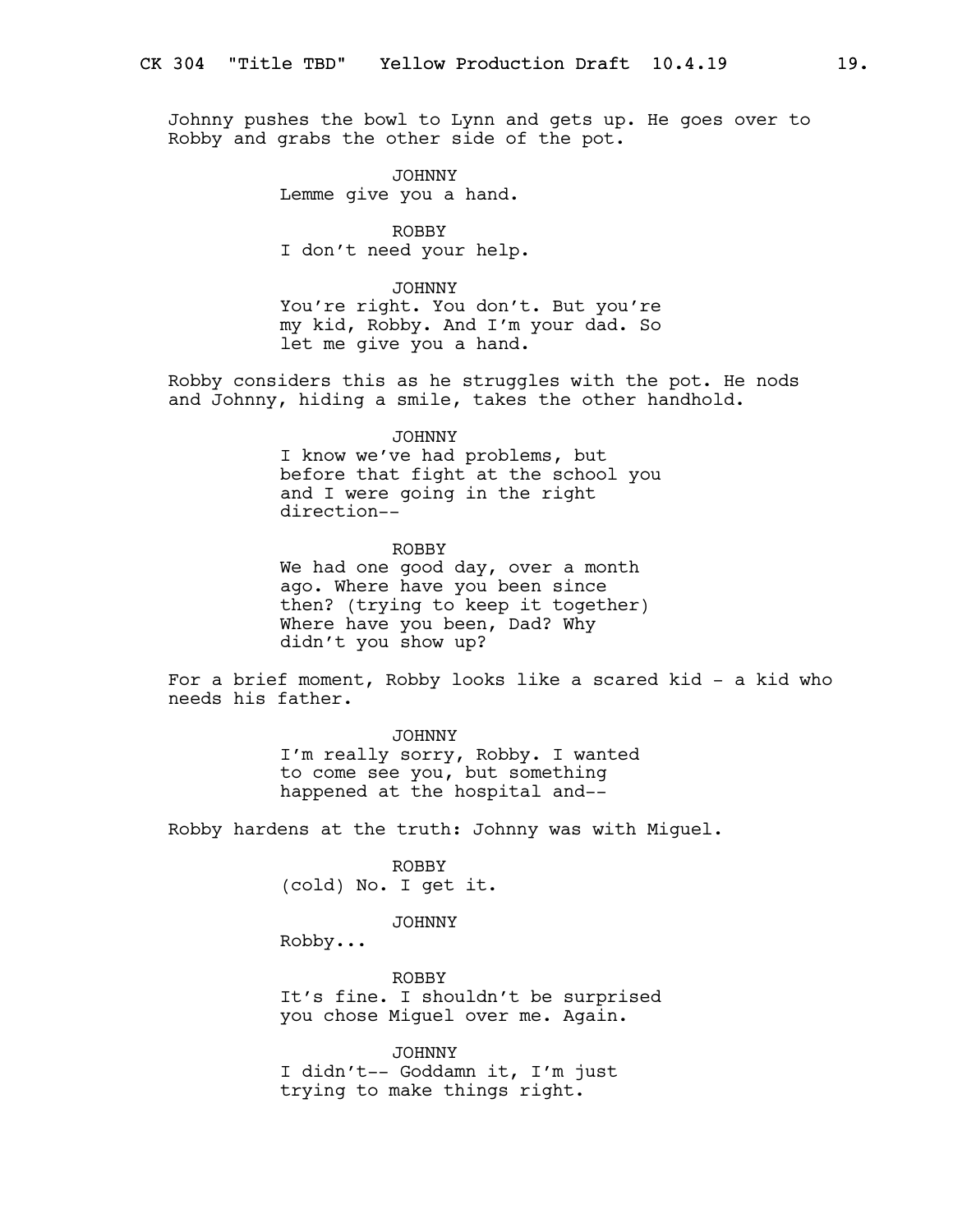Johnny pushes the bowl to Lynn and gets up. He goes over to Robby and grabs the other side of the pot.

JOHNNY
Lemme give you a hand.

ROBBY
I don't need your help.

JOHNNY
You're right. You don't. But you're my kid, Robby. And I'm your dad. So let me give you a hand.

Robby considers this as he struggles with the pot. He nods and Johnny, hiding a smile, takes the other handhold.

JOHNNY
I know we've had problems, but before that fight at the school you and I were going in the right direction--

ROBBY
We had one good day, over a month ago. Where have you been since then? (trying to keep it together) Where have you been, Dad? Why didn't you show up?

For a brief moment, Robby looks like a scared kid - a kid who needs his father.

JOHNNY
I'm really sorry, Robby. I wanted to come see you, but something happened at the hospital and--

Robby hardens at the truth: Johnny was with Miguel.

ROBBY
(cold) No. I get it.

JOHNNY
Robby...

ROBBY
It's fine. I shouldn't be surprised you chose Miguel over me. Again.

JOHNNY
I didn't-- Goddamn it, I'm just trying to make things right.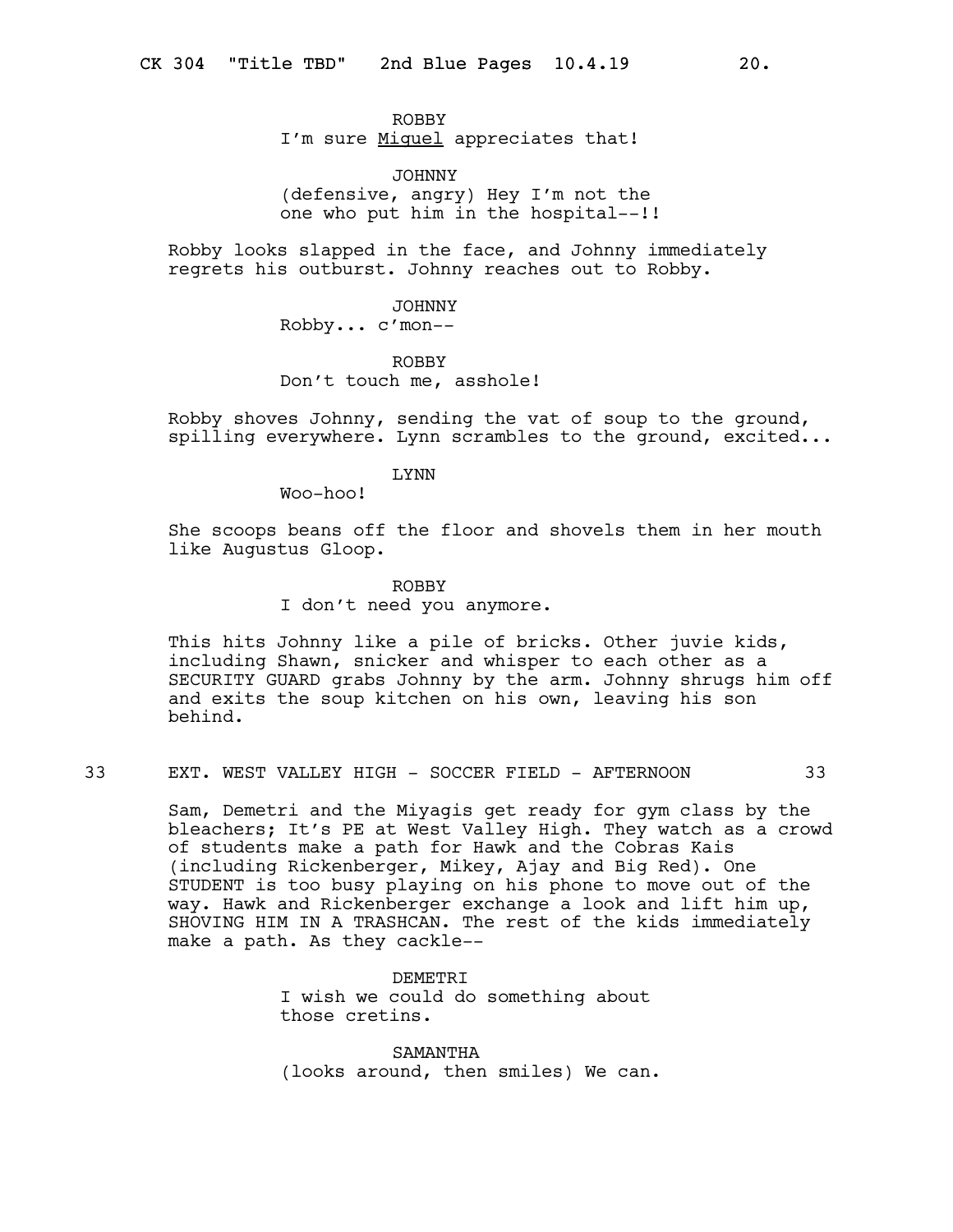ROBBY
I'm sure <u>Miguel</u> appreciates that!

JOHNNY
(defensive, angry) Hey I'm not the one who put him in the hospital--!!

Robby looks slapped in the face, and Johnny immediately regrets his outburst. Johnny reaches out to Robby.

JOHNNY
Robby... c'mon--

ROBBY
Don't touch me, asshole!

Robby shoves Johnny, sending the vat of soup to the ground, spilling everywhere. Lynn scrambles to the ground, excited...

LYNN
Woo-hoo!

She scoops beans off the floor and shovels them in her mouth like Augustus Gloop.

ROBBY
I don't need you anymore.

This hits Johnny like a pile of bricks. Other juvie kids, including Shawn, snicker and whisper to each other as a SECURITY GUARD grabs Johnny by the arm. Johnny shrugs him off and exits the soup kitchen on his own, leaving his son behind.

33 EXT. WEST VALLEY HIGH - SOCCER FIELD - AFTERNOON 33

Sam, Demetri and the Miyagis get ready for gym class by the bleachers; It's PE at West Valley High. They watch as a crowd of students make a path for Hawk and the Cobras Kais (including Rickenberger, Mikey, Ajay and Big Red). One STUDENT is too busy playing on his phone to move out of the way. Hawk and Rickenberger exchange a look and lift him up, SHOVING HIM IN A TRASHCAN. The rest of the kids immediately make a path. As they cackle--

DEMETRI
I wish we could do something about those cretins.

SAMANTHA
(looks around, then smiles) We can.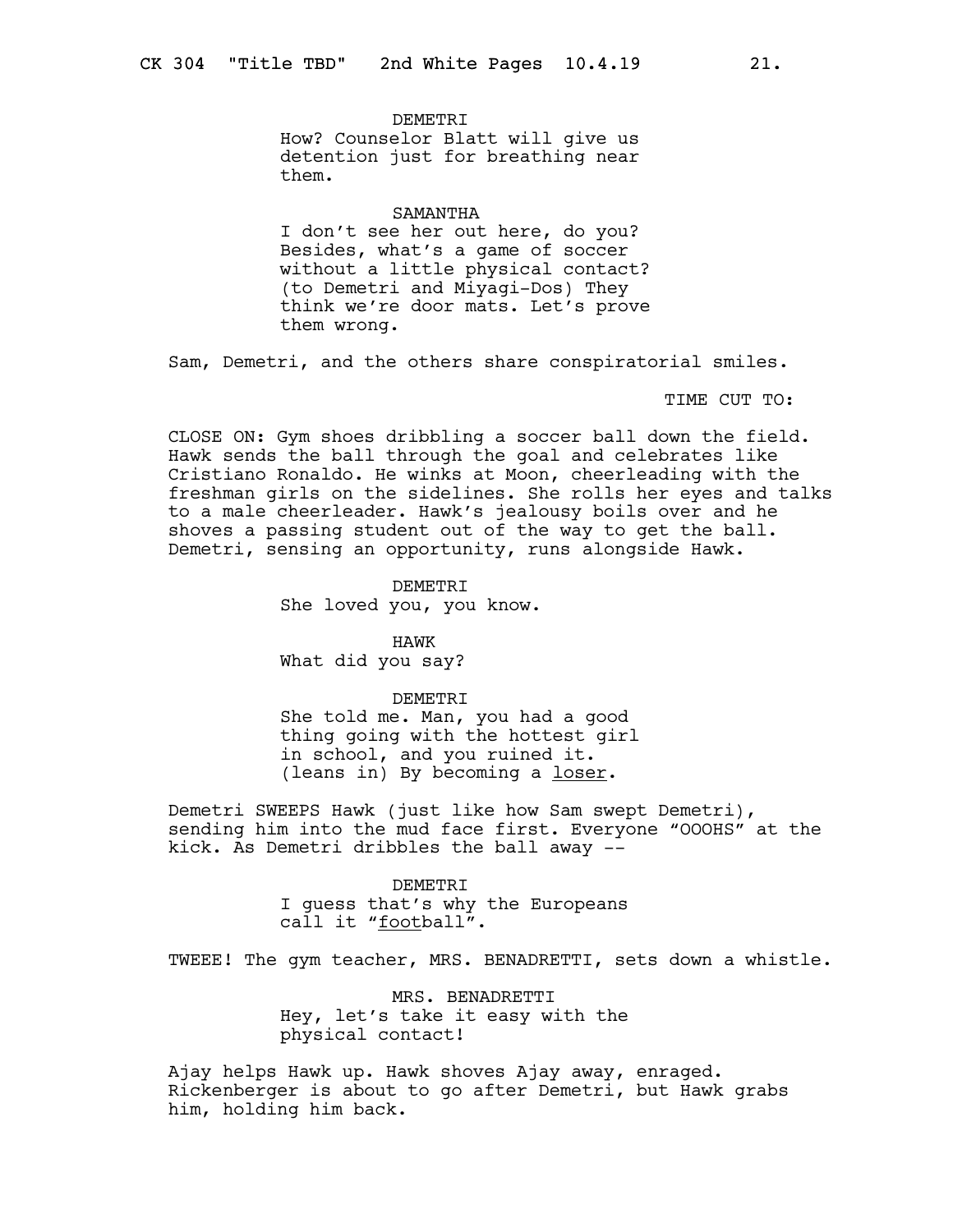DEMETRI
How? Counselor Blatt will give us detention just for breathing near them.

SAMANTHA
I don't see her out here, do you? Besides, what's a game of soccer without a little physical contact? (to Demetri and Miyagi-Dos) They think we're door mats. Let's prove them wrong.

Sam, Demetri, and the others share conspiratorial smiles.

TIME CUT TO:

CLOSE ON: Gym shoes dribbling a soccer ball down the field. Hawk sends the ball through the goal and celebrates like Cristiano Ronaldo. He winks at Moon, cheerleading with the freshman girls on the sidelines. She rolls her eyes and talks to a male cheerleader. Hawk's jealousy boils over and he shoves a passing student out of the way to get the ball. Demetri, sensing an opportunity, runs alongside Hawk.

DEMETRI
She loved you, you know.

HAWK
What did you say?

DEMETRI
She told me. Man, you had a good thing going with the hottest girl in school, and you ruined it. (leans in) By becoming a <u>loser</u>.

Demetri SWEEPS Hawk (just like how Sam swept Demetri), sending him into the mud face first. Everyone "OOOHS" at the kick. As Demetri dribbles the ball away --

DEMETRI
I guess that's why the Europeans call it "<u>foot</u>ball".

TWEEE! The gym teacher, MRS. BENADRETTI, sets down a whistle.

MRS. BENADRETTI
Hey, let's take it easy with the physical contact!

Ajay helps Hawk up. Hawk shoves Ajay away, enraged. Rickenberger is about to go after Demetri, but Hawk grabs him, holding him back.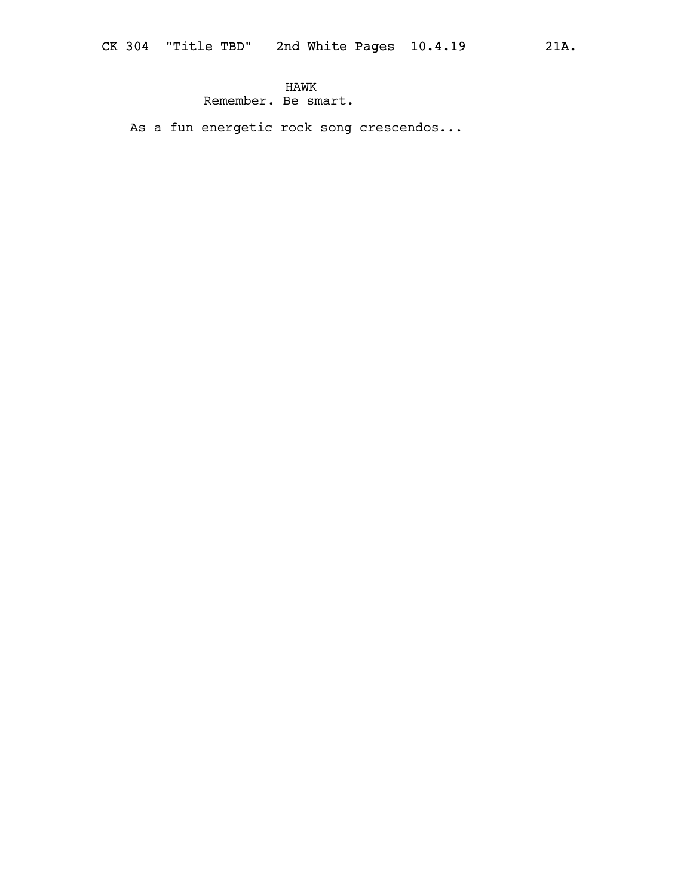HAWK
Remember. Be smart.

As a fun energetic rock song crescendos...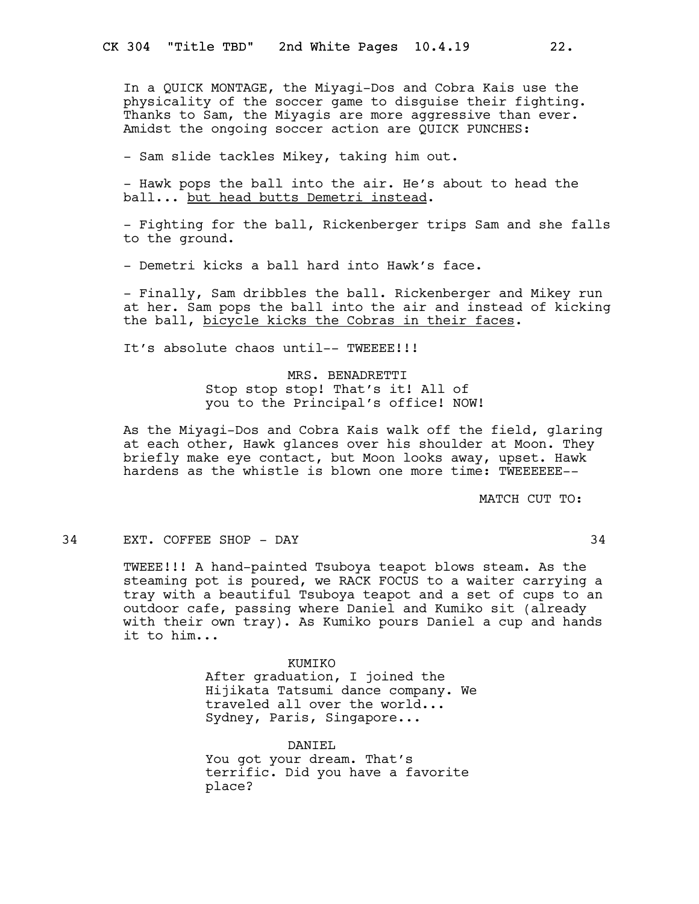In a QUICK MONTAGE, the Miyagi-Dos and Cobra Kais use the physicality of the soccer game to disguise their fighting. Thanks to Sam, the Miyagis are more aggressive than ever. Amidst the ongoing soccer action are QUICK PUNCHES:

- Sam slide tackles Mikey, taking him out.

- Hawk pops the ball into the air. He's about to head the ball... <u>but head butts Demetri instead</u>.

- Fighting for the ball, Rickenberger trips Sam and she falls to the ground.

- Demetri kicks a ball hard into Hawk's face.

- Finally, Sam dribbles the ball. Rickenberger and Mikey run at her. Sam pops the ball into the air and instead of kicking the ball, <u>bicycle kicks the Cobras in their faces</u>.

It's absolute chaos until-- TWEEEE!!!

MRS. BENADRETTI
Stop stop stop! That's it! All of you to the Principal's office! NOW!

As the Miyagi-Dos and Cobra Kais walk off the field, glaring at each other, Hawk glances over his shoulder at Moon. They briefly make eye contact, but Moon looks away, upset. Hawk hardens as the whistle is blown one more time: TWEEEEEE--

MATCH CUT TO:

34 EXT. COFFEE SHOP - DAY 34

TWEEE!!! A hand-painted Tsuboya teapot blows steam. As the steaming pot is poured, we RACK FOCUS to a waiter carrying a tray with a beautiful Tsuboya teapot and a set of cups to an outdoor cafe, passing where Daniel and Kumiko sit (already with their own tray). As Kumiko pours Daniel a cup and hands it to him...

KUMIKO
After graduation, I joined the Hijikata Tatsumi dance company. We traveled all over the world... Sydney, Paris, Singapore...

DANIEL
You got your dream. That's terrific. Did you have a favorite place?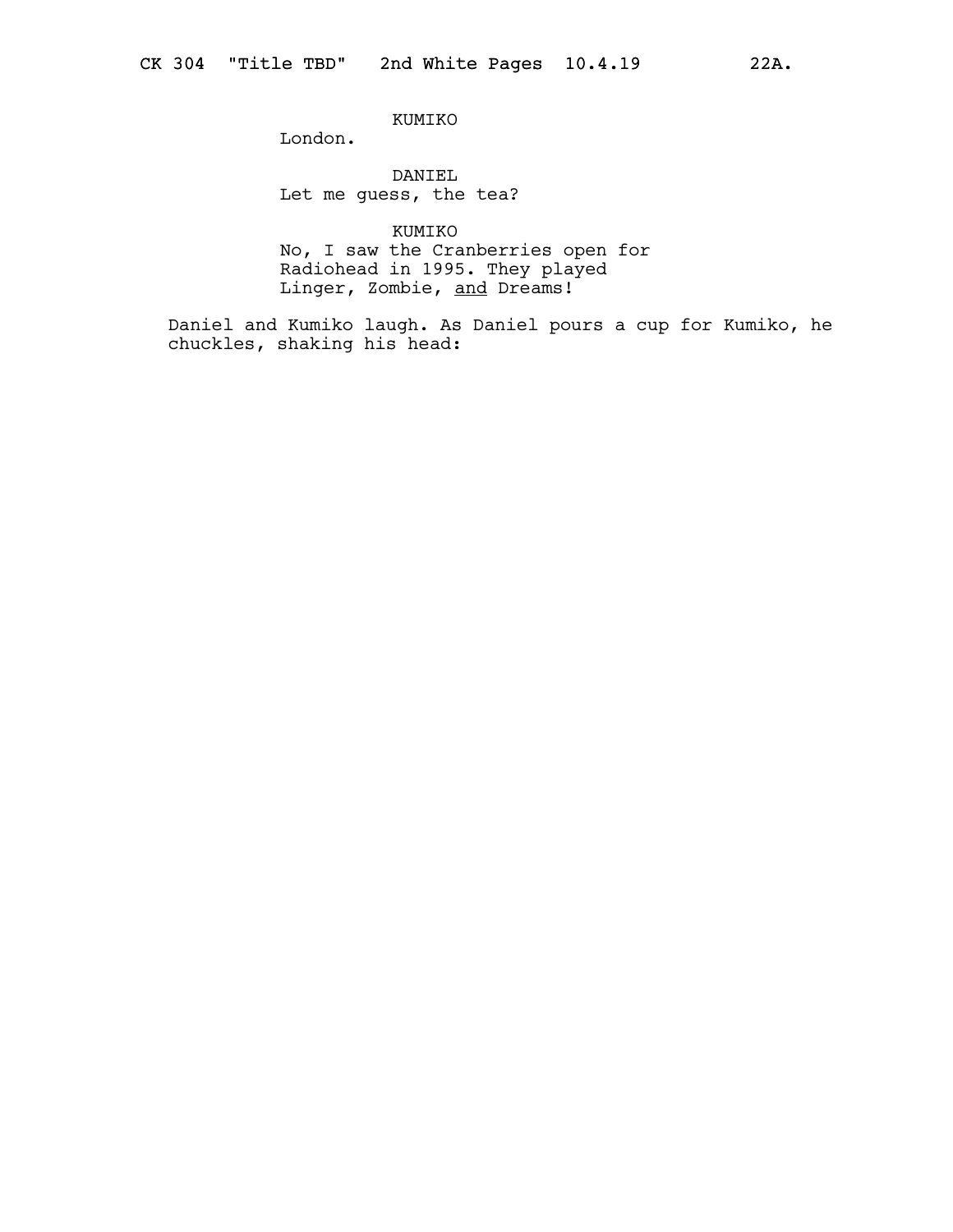KUMIKO

London.

DANIEL

Let me guess, the tea?

KUMIKO

No, I saw the Cranberries open for Radiohead in 1995. They played Linger, Zombie, <u>and</u> Dreams!

Daniel and Kumiko laugh. As Daniel pours a cup for Kumiko, he chuckles, shaking his head: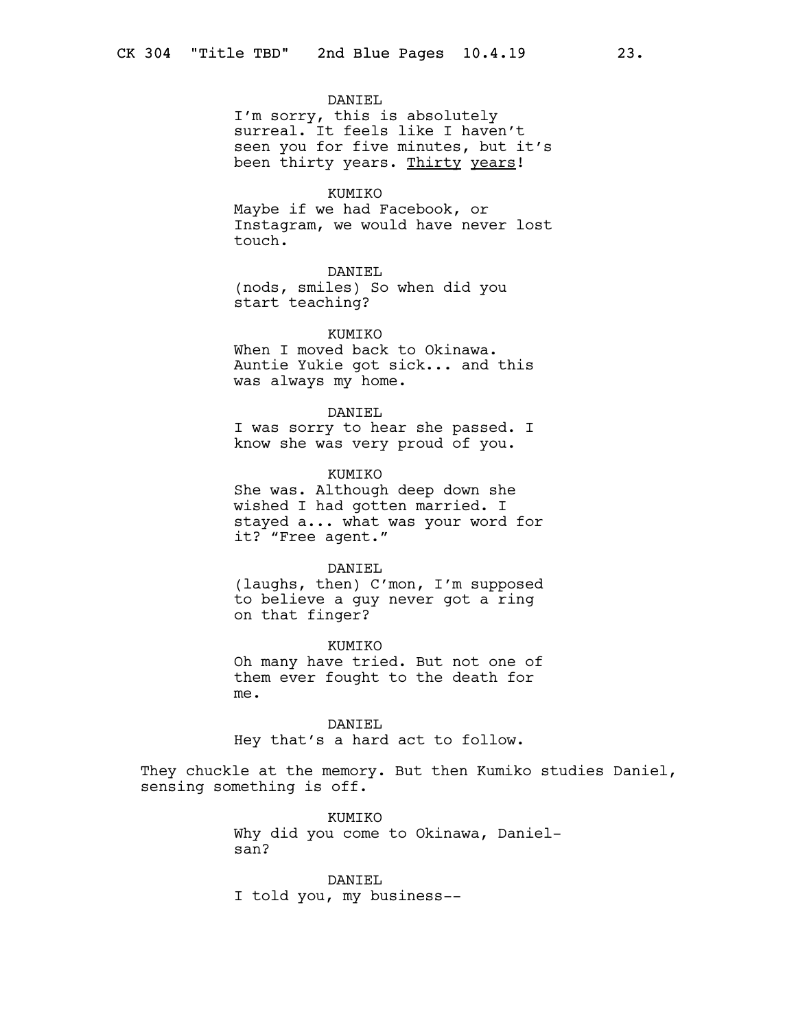DANIEL
I'm sorry, this is absolutely surreal. It feels like I haven't seen you for five minutes, but it's been thirty years. <u>Thirty</u> <u>years</u>!

KUMIKO
Maybe if we had Facebook, or Instagram, we would have never lost touch.

DANIEL
(nods, smiles) So when did you start teaching?

KUMIKO
When I moved back to Okinawa. Auntie Yukie got sick... and this was always my home.

DANIEL
I was sorry to hear she passed. I know she was very proud of you.

KUMIKO
She was. Although deep down she wished I had gotten married. I stayed a... what was your word for it? "Free agent."

DANIEL
(laughs, then) C'mon, I'm supposed to believe a guy never got a ring on that finger?

KUMIKO
Oh many have tried. But not one of them ever fought to the death for me.

DANIEL
Hey that's a hard act to follow.

They chuckle at the memory. But then Kumiko studies Daniel, sensing something is off.

KUMIKO
Why did you come to Okinawa, Daniel-san?

DANIEL
I told you, my business--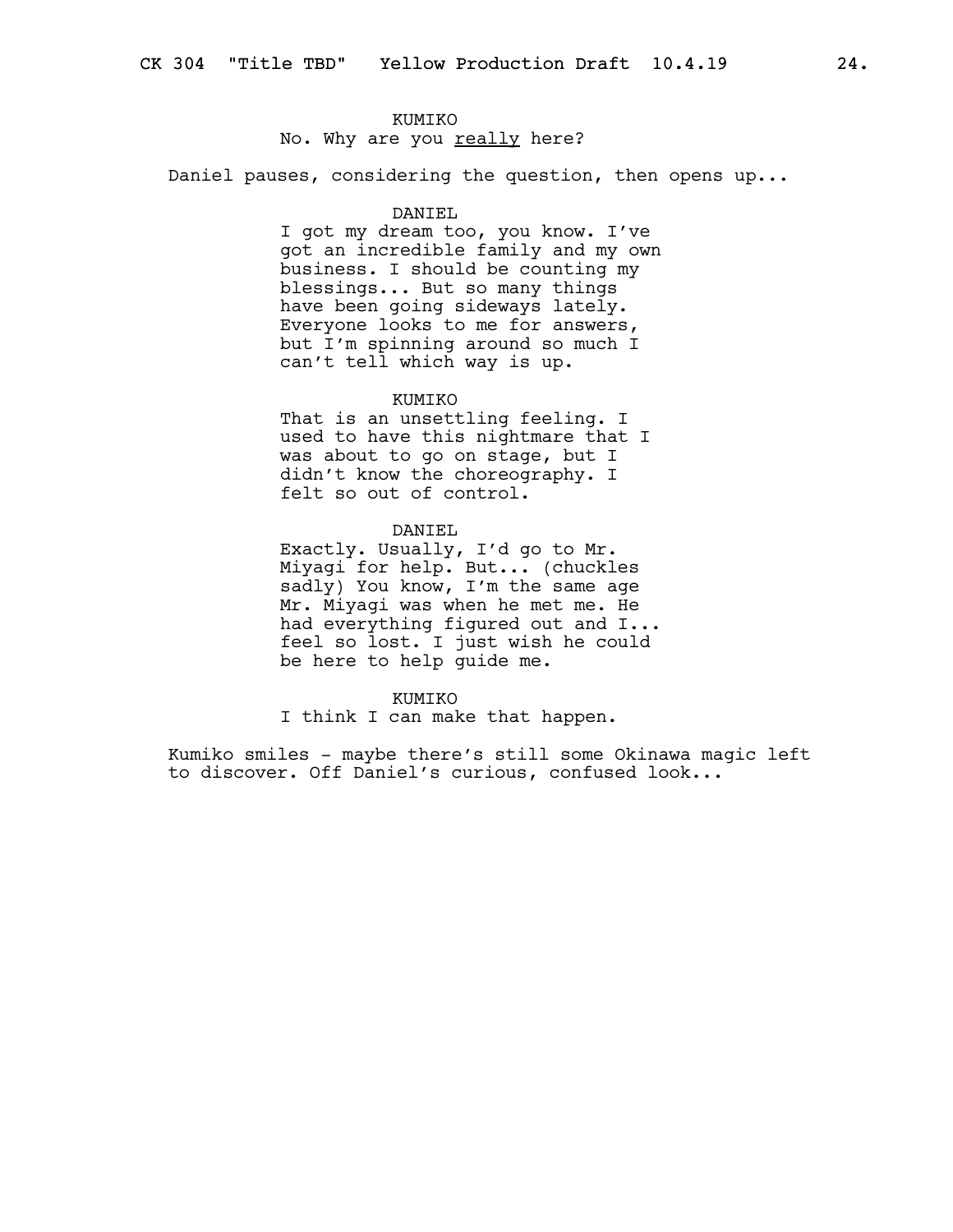KUMIKO
No. Why are you <u>really</u> here?

Daniel pauses, considering the question, then opens up...

DANIEL
I got my dream too, you know. I've got an incredible family and my own business. I should be counting my blessings... But so many things have been going sideways lately. Everyone looks to me for answers, but I'm spinning around so much I can't tell which way is up.

KUMIKO
That is an unsettling feeling. I used to have this nightmare that I was about to go on stage, but I didn't know the choreography. I felt so out of control.

DANIEL
Exactly. Usually, I'd go to Mr. Miyagi for help. But... (chuckles sadly) You know, I'm the same age Mr. Miyagi was when he met me. He had everything figured out and I... feel so lost. I just wish he could be here to help guide me.

KUMIKO
I think I can make that happen.

Kumiko smiles - maybe there's still some Okinawa magic left to discover. Off Daniel's curious, confused look...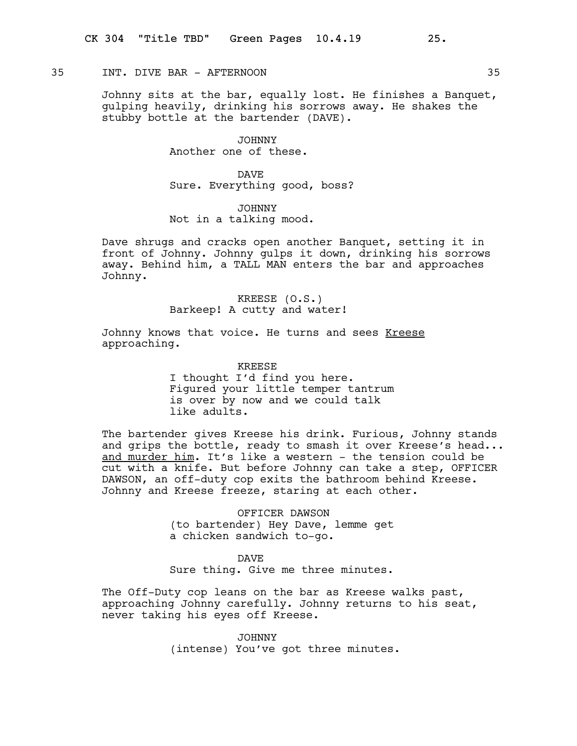35 INT. DIVE BAR - AFTERNOON 35

Johnny sits at the bar, equally lost. He finishes a Banquet, gulping heavily, drinking his sorrows away. He shakes the stubby bottle at the bartender (DAVE).

JOHNNY
Another one of these.

DAVE
Sure. Everything good, boss?

JOHNNY
Not in a talking mood.

Dave shrugs and cracks open another Banquet, setting it in front of Johnny. Johnny gulps it down, drinking his sorrows away. Behind him, a TALL MAN enters the bar and approaches Johnny.

KREESE (O.S.)
Barkeep! A cutty and water!

Johnny knows that voice. He turns and sees Kreese approaching.

KREESE
I thought I'd find you here. Figured your little temper tantrum is over by now and we could talk like adults.

The bartender gives Kreese his drink. Furious, Johnny stands and grips the bottle, ready to smash it over Kreese's head... and murder him. It's like a western - the tension could be cut with a knife. But before Johnny can take a step, OFFICER DAWSON, an off-duty cop exits the bathroom behind Kreese. Johnny and Kreese freeze, staring at each other.

OFFICER DAWSON
(to bartender) Hey Dave, lemme get a chicken sandwich to-go.

DAVE
Sure thing. Give me three minutes.

The Off-Duty cop leans on the bar as Kreese walks past, approaching Johnny carefully. Johnny returns to his seat, never taking his eyes off Kreese.

JOHNNY
(intense) You've got three minutes.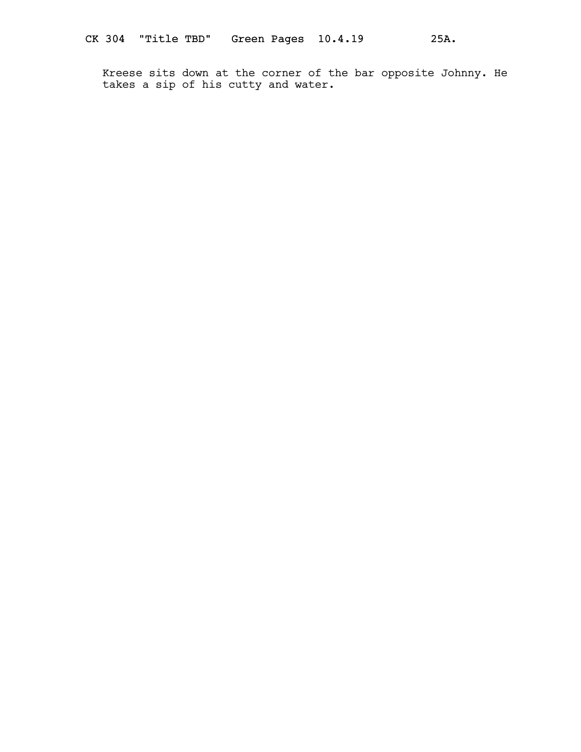Kreese sits down at the corner of the bar opposite Johnny. He takes a sip of his cutty and water.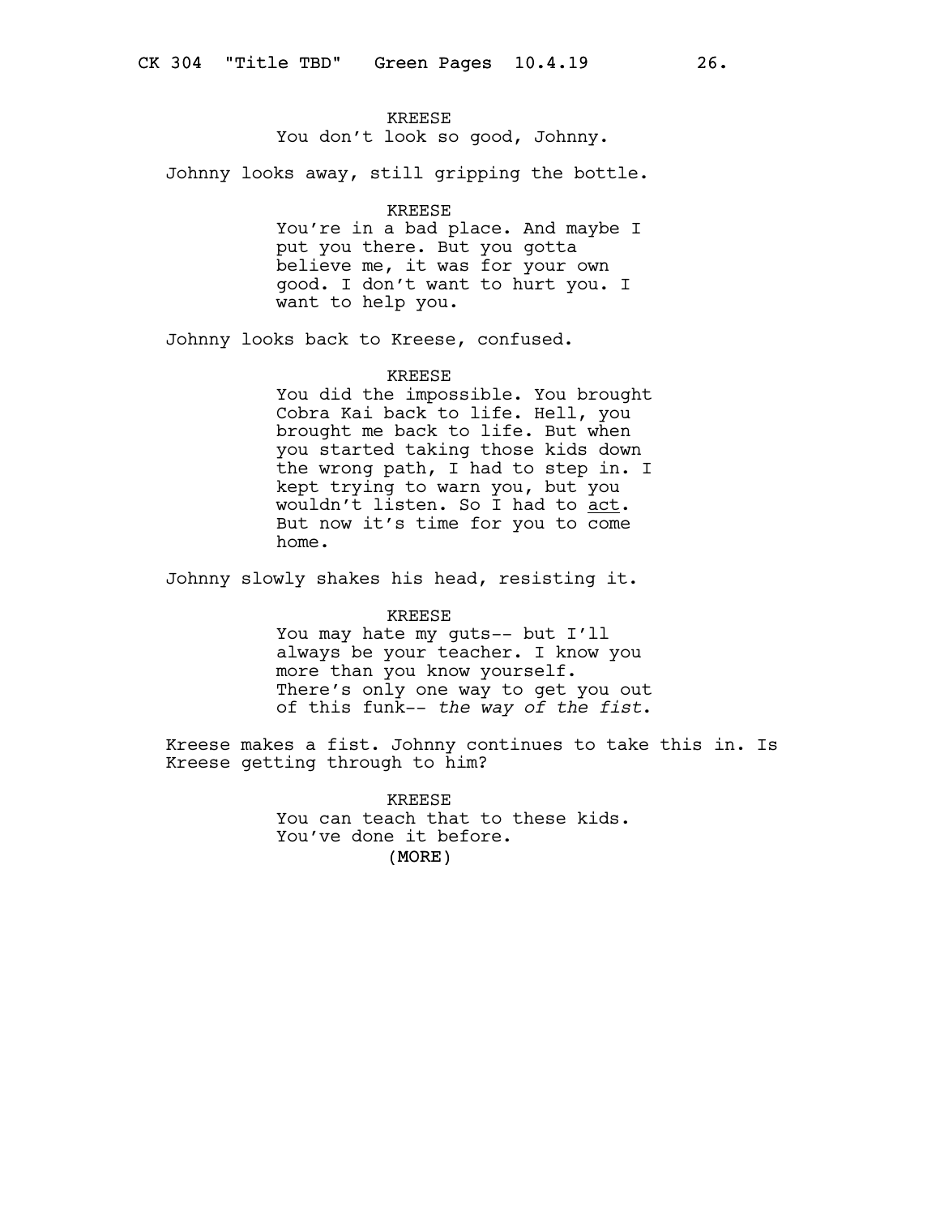KREESE
You don't look so good, Johnny.

Johnny looks away, still gripping the bottle.

KREESE
You're in a bad place. And maybe I put you there. But you gotta believe me, it was for your own good. I don't want to hurt you. I want to help you.

Johnny looks back to Kreese, confused.

KREESE
You did the impossible. You brought Cobra Kai back to life. Hell, you brought me back to life. But when you started taking those kids down the wrong path, I had to step in. I kept trying to warn you, but you wouldn't listen. So I had to <u>act</u>. But now it's time for you to come home.

Johnny slowly shakes his head, resisting it.

KREESE
You may hate my guts-- but I'll always be your teacher. I know you more than you know yourself. There's only one way to get you out of this funk-- *the way of the fist*.

Kreese makes a fist. Johnny continues to take this in. Is Kreese getting through to him?

KREESE
You can teach that to these kids. You've done it before.
(MORE)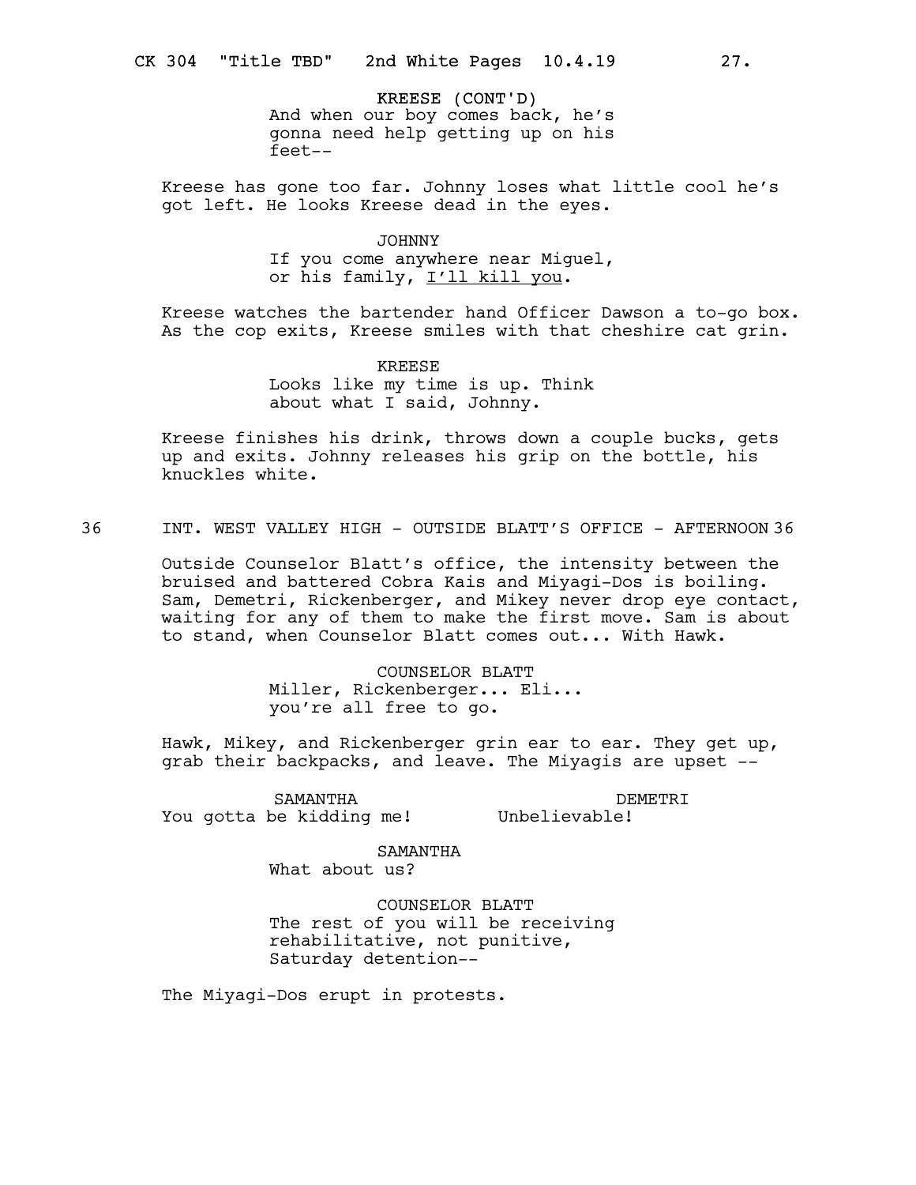KREESE (CONT'D)
And when our boy comes back, he's gonna need help getting up on his feet--

Kreese has gone too far. Johnny loses what little cool he's got left. He looks Kreese dead in the eyes.

JOHNNY
If you come anywhere near Miguel, or his family, <u>I'll kill you</u>.

Kreese watches the bartender hand Officer Dawson a to-go box. As the cop exits, Kreese smiles with that cheshire cat grin.

KREESE
Looks like my time is up. Think about what I said, Johnny.

Kreese finishes his drink, throws down a couple bucks, gets up and exits. Johnny releases his grip on the bottle, his knuckles white.

36 INT. WEST VALLEY HIGH - OUTSIDE BLATT'S OFFICE - AFTERNOON 36

Outside Counselor Blatt's office, the intensity between the bruised and battered Cobra Kais and Miyagi-Dos is boiling. Sam, Demetri, Rickenberger, and Mikey never drop eye contact, waiting for any of them to make the first move. Sam is about to stand, when Counselor Blatt comes out... With Hawk.

COUNSELOR BLATT
Miller, Rickenberger... Eli... you're all free to go.

Hawk, Mikey, and Rickenberger grin ear to ear. They get up, grab their backpacks, and leave. The Miyagis are upset --

SAMANTHA
You gotta be kidding me!

DEMETRI
Unbelievable!

SAMANTHA
What about us?

COUNSELOR BLATT
The rest of you will be receiving rehabilitative, not punitive, Saturday detention--

The Miyagi-Dos erupt in protests.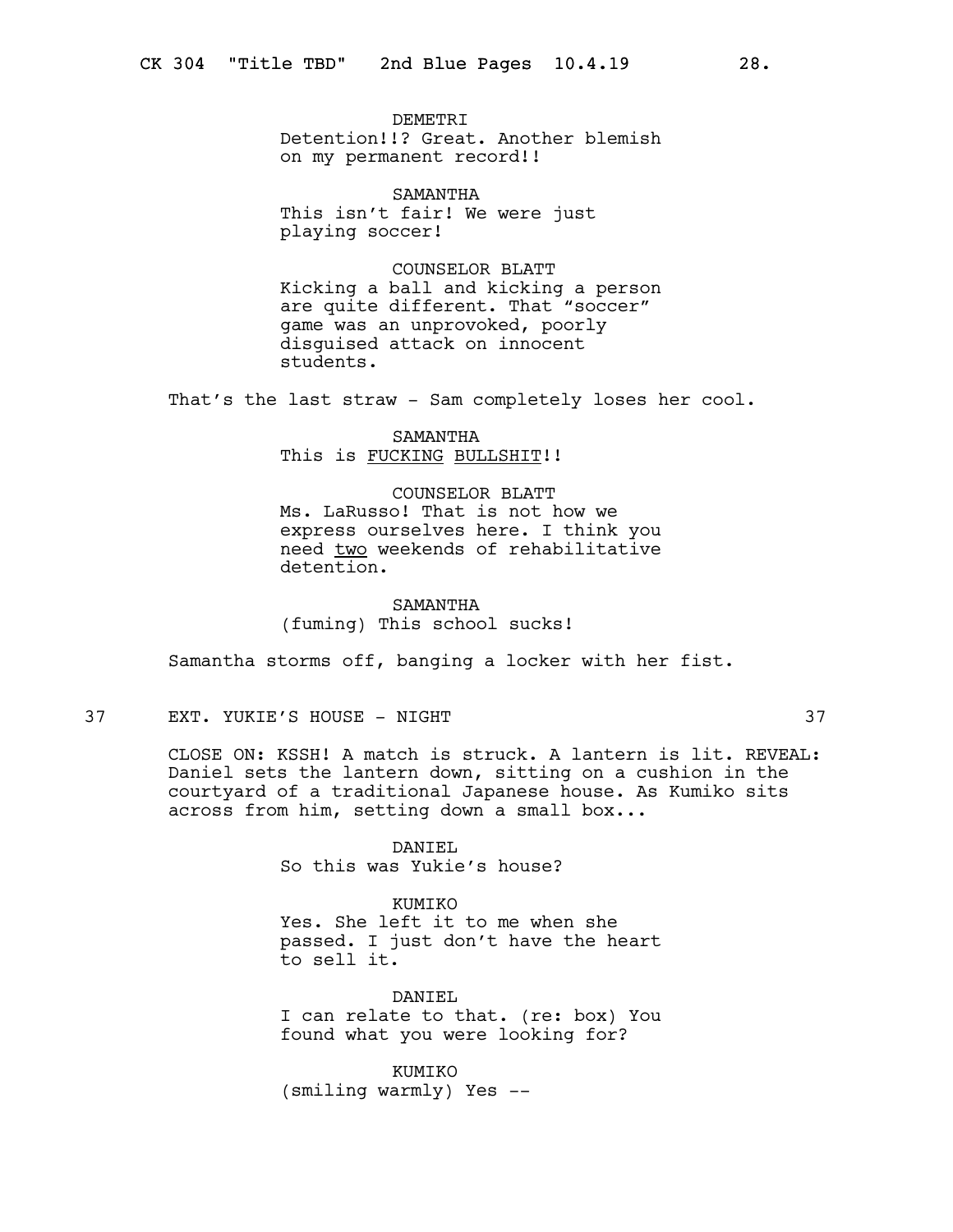**DEMETRI**
Detention!!? Great. Another blemish on my permanent record!!

**SAMANTHA**
This isn't fair! We were just playing soccer!

**COUNSELOR BLATT**
Kicking a ball and kicking a person are quite different. That "soccer" game was an unprovoked, poorly disguised attack on innocent students.

That's the last straw - Sam completely loses her cool.

**SAMANTHA**
This is <u>FUCKING</u> <u>BULLSHIT</u>!!

**COUNSELOR BLATT**
Ms. LaRusso! That is not how we express ourselves here. I think you need <u>two</u> weekends of rehabilitative detention.

**SAMANTHA**
(fuming) This school sucks!

Samantha storms off, banging a locker with her fist.

## 37 EXT. YUKIE'S HOUSE - NIGHT 37

CLOSE ON: KSSH! A match is struck. A lantern is lit. REVEAL: Daniel sets the lantern down, sitting on a cushion in the courtyard of a traditional Japanese house. As Kumiko sits across from him, setting down a small box...

**DANIEL**
So this was Yukie's house?

**KUMIKO**
Yes. She left it to me when she passed. I just don't have the heart to sell it.

**DANIEL**
I can relate to that. (re: box) You found what you were looking for?

**KUMIKO**
(smiling warmly) Yes --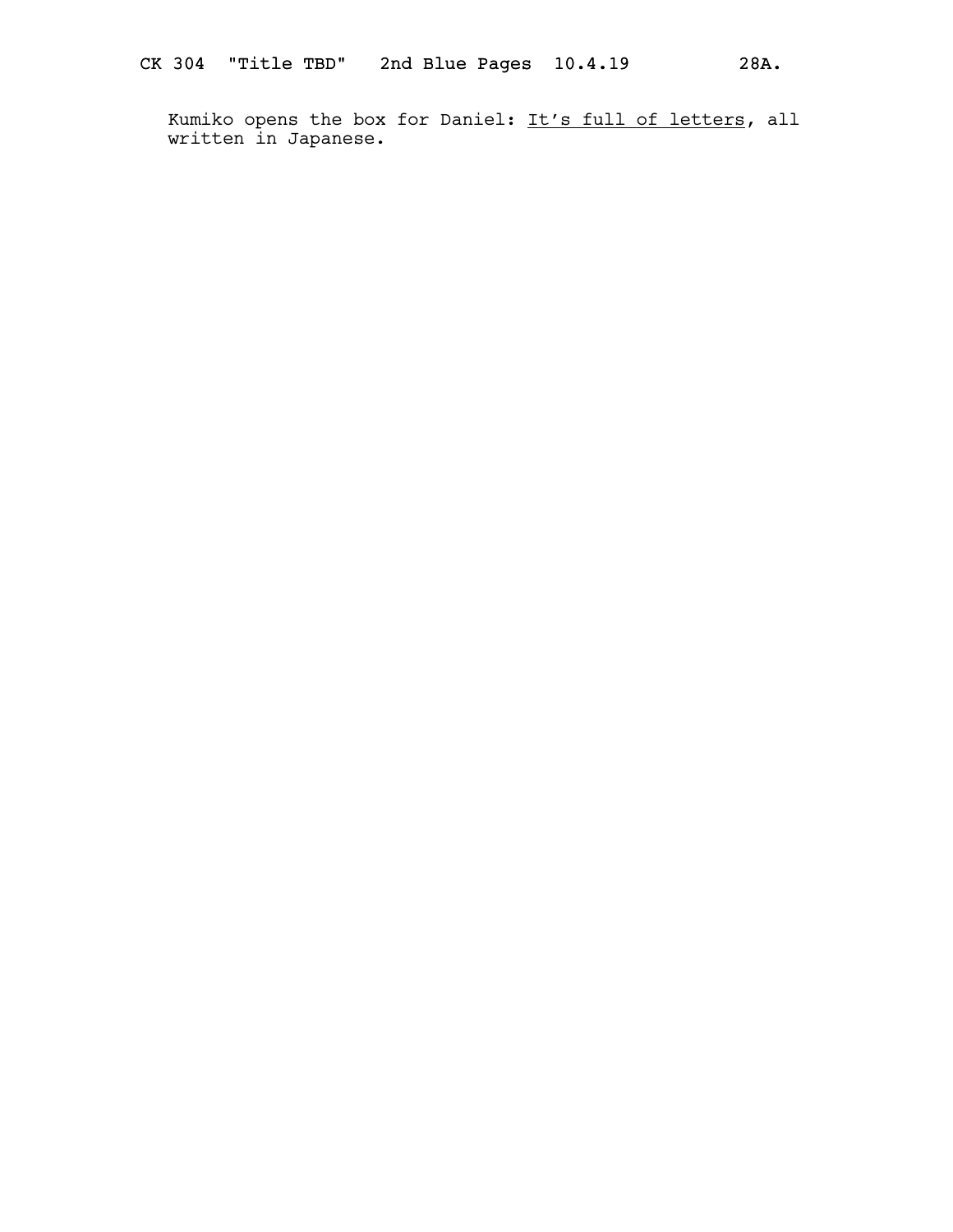Kumiko opens the box for Daniel: <u>It’s full of letters</u>, all written in Japanese.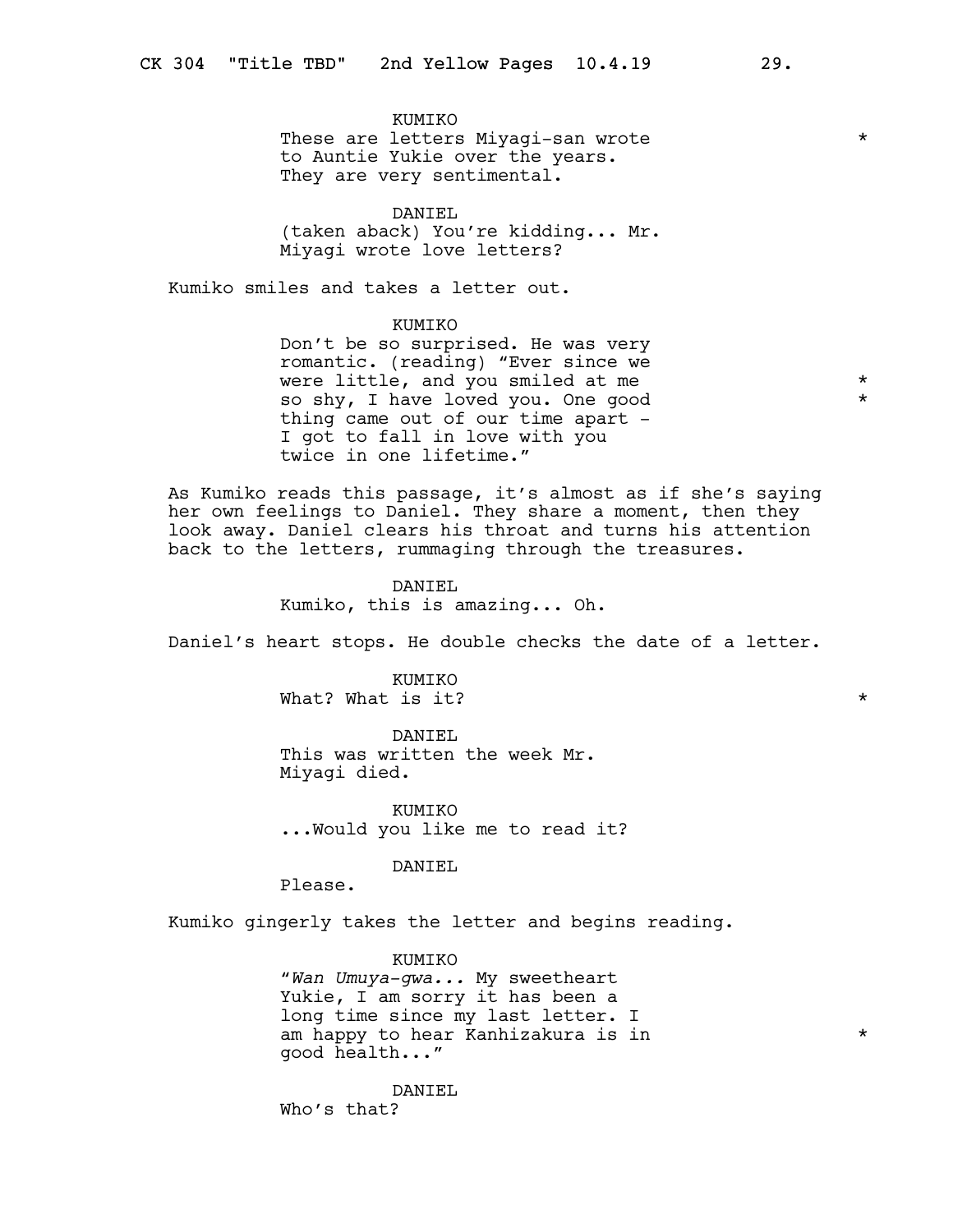KUMIKO
These are letters Miyagi-san wrote to Auntie Yukie over the years. They are very sentimental. *

DANIEL
(taken aback) You're kidding... Mr. Miyagi wrote love letters?

Kumiko smiles and takes a letter out.

KUMIKO
Don't be so surprised. He was very romantic. (reading) "Ever since we were little, and you smiled at me so shy, I have loved you. One good thing came out of our time apart - I got to fall in love with you twice in one lifetime." * *

As Kumiko reads this passage, it's almost as if she's saying her own feelings to Daniel. They share a moment, then they look away. Daniel clears his throat and turns his attention back to the letters, rummaging through the treasures.

DANIEL
Kumiko, this is amazing... Oh.

Daniel's heart stops. He double checks the date of a letter.

KUMIKO
What? What is it? *

DANIEL
This was written the week Mr. Miyagi died.

KUMIKO
...Would you like me to read it?

DANIEL
Please.

Kumiko gingerly takes the letter and begins reading.

KUMIKO
"*Wan Umuya-gwa...* My sweetheart Yukie, I am sorry it has been a long time since my last letter. I am happy to hear Kanhizakura is in good health..." *

DANIEL
Who's that?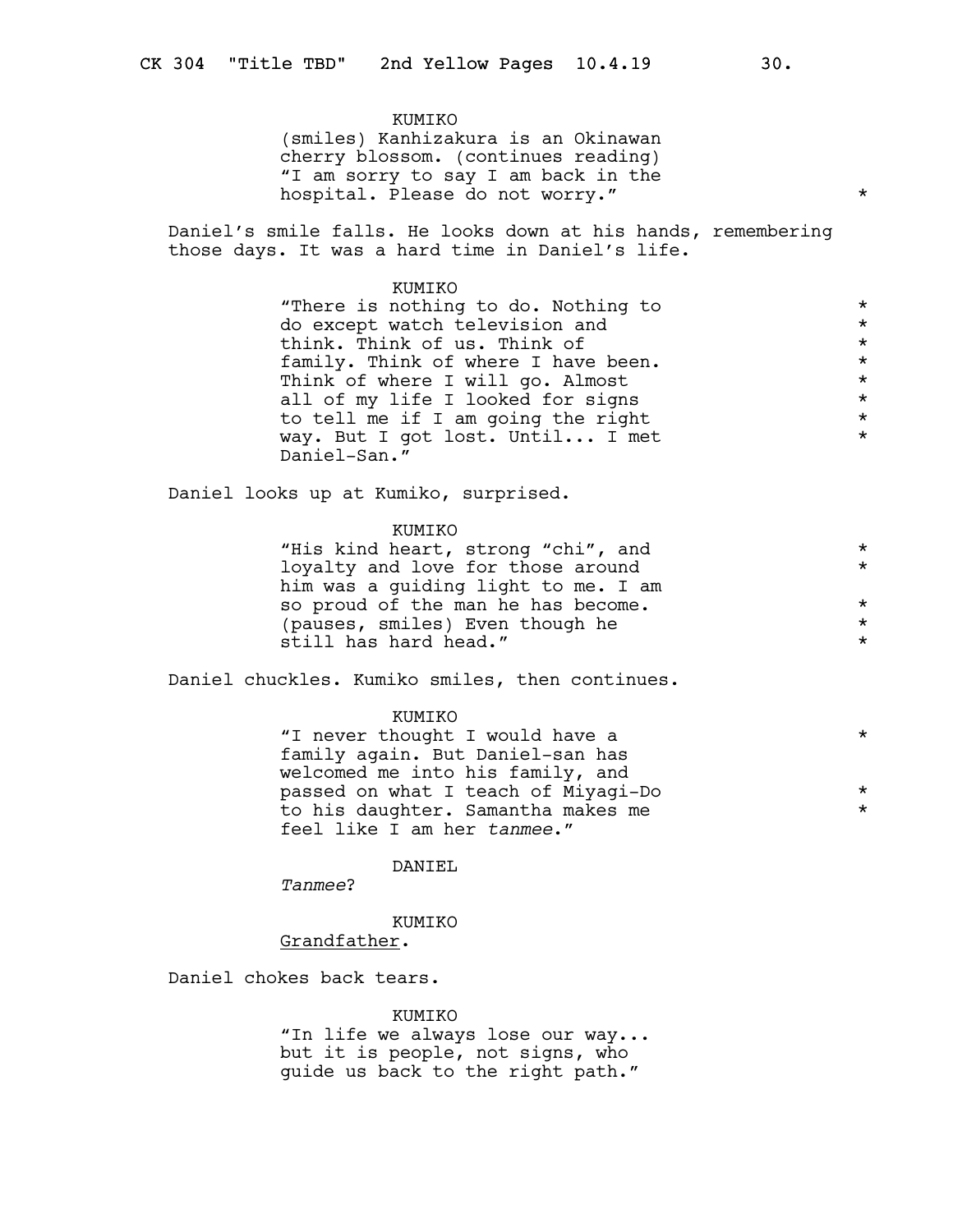KUMIKO
(smiles) Kanhizakura is an Okinawan cherry blossom. (continues reading) "I am sorry to say I am back in the hospital. Please do not worry." *

Daniel's smile falls. He looks down at his hands, remembering those days. It was a hard time in Daniel's life.

KUMIKO
"There is nothing to do. Nothing to do except watch television and think. Think of us. Think of family. Think of where I have been. Think of where I will go. Almost all of my life I looked for signs to tell me if I am going the right way. But I got lost. Until... I met Daniel-San." *

Daniel looks up at Kumiko, surprised.

KUMIKO
"His kind heart, strong "chi", and loyalty and love for those around him was a guiding light to me. I am so proud of the man he has become. (pauses, smiles) Even though he still has hard head." *

Daniel chuckles. Kumiko smiles, then continues.

KUMIKO
"I never thought I would have a family again. But Daniel-san has welcomed me into his family, and passed on what I teach of Miyagi-Do to his daughter. Samantha makes me feel like I am her *tanmee*." *

DANIEL
*Tanmee*?

KUMIKO
Grandfather.

Daniel chokes back tears.

KUMIKO
"In life we always lose our way... but it is people, not signs, who guide us back to the right path."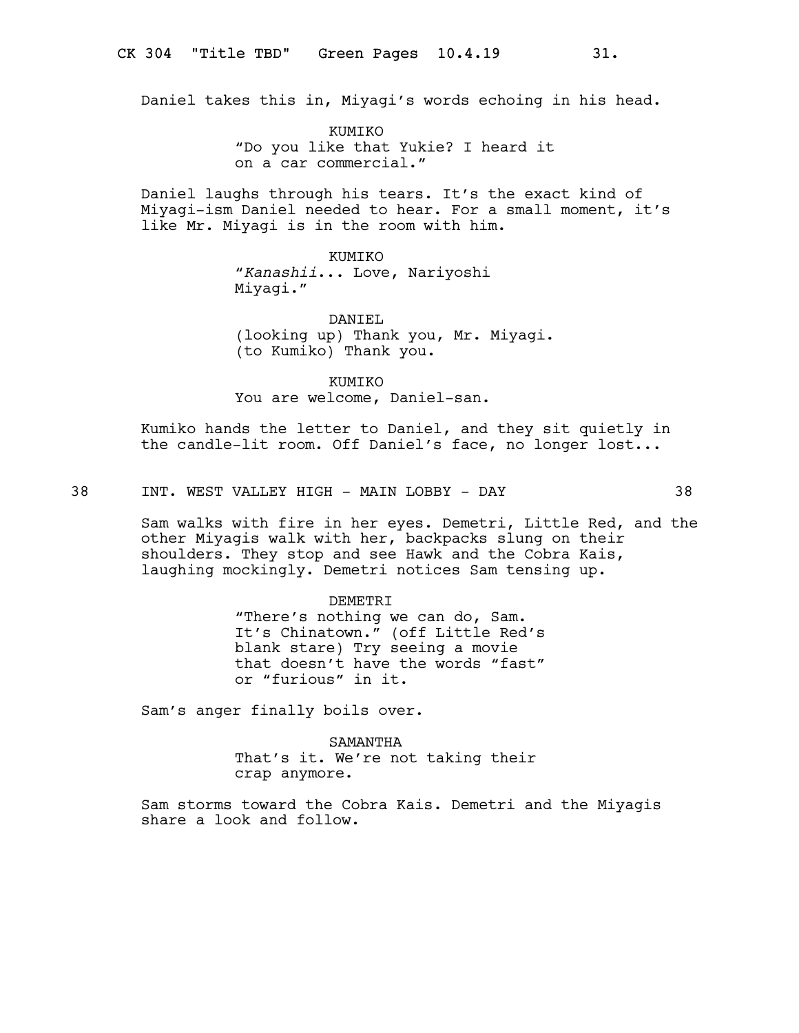Daniel takes this in, Miyagi's words echoing in his head.

KUMIKO
"Do you like that Yukie? I heard it on a car commercial."

Daniel laughs through his tears. It's the exact kind of Miyagi-ism Daniel needed to hear. For a small moment, it's like Mr. Miyagi is in the room with him.

KUMIKO
"*Kanashii*... Love, Nariyoshi Miyagi."

DANIEL
(looking up) Thank you, Mr. Miyagi. (to Kumiko) Thank you.

KUMIKO
You are welcome, Daniel-san.

Kumiko hands the letter to Daniel, and they sit quietly in the candle-lit room. Off Daniel's face, no longer lost...

38 INT. WEST VALLEY HIGH - MAIN LOBBY - DAY 38

Sam walks with fire in her eyes. Demetri, Little Red, and the other Miyagis walk with her, backpacks slung on their shoulders. They stop and see Hawk and the Cobra Kais, laughing mockingly. Demetri notices Sam tensing up.

DEMETRI
"There's nothing we can do, Sam. It's Chinatown." (off Little Red's blank stare) Try seeing a movie that doesn't have the words "fast" or "furious" in it.

Sam's anger finally boils over.

SAMANTHA
That's it. We're not taking their crap anymore.

Sam storms toward the Cobra Kais. Demetri and the Miyagis share a look and follow.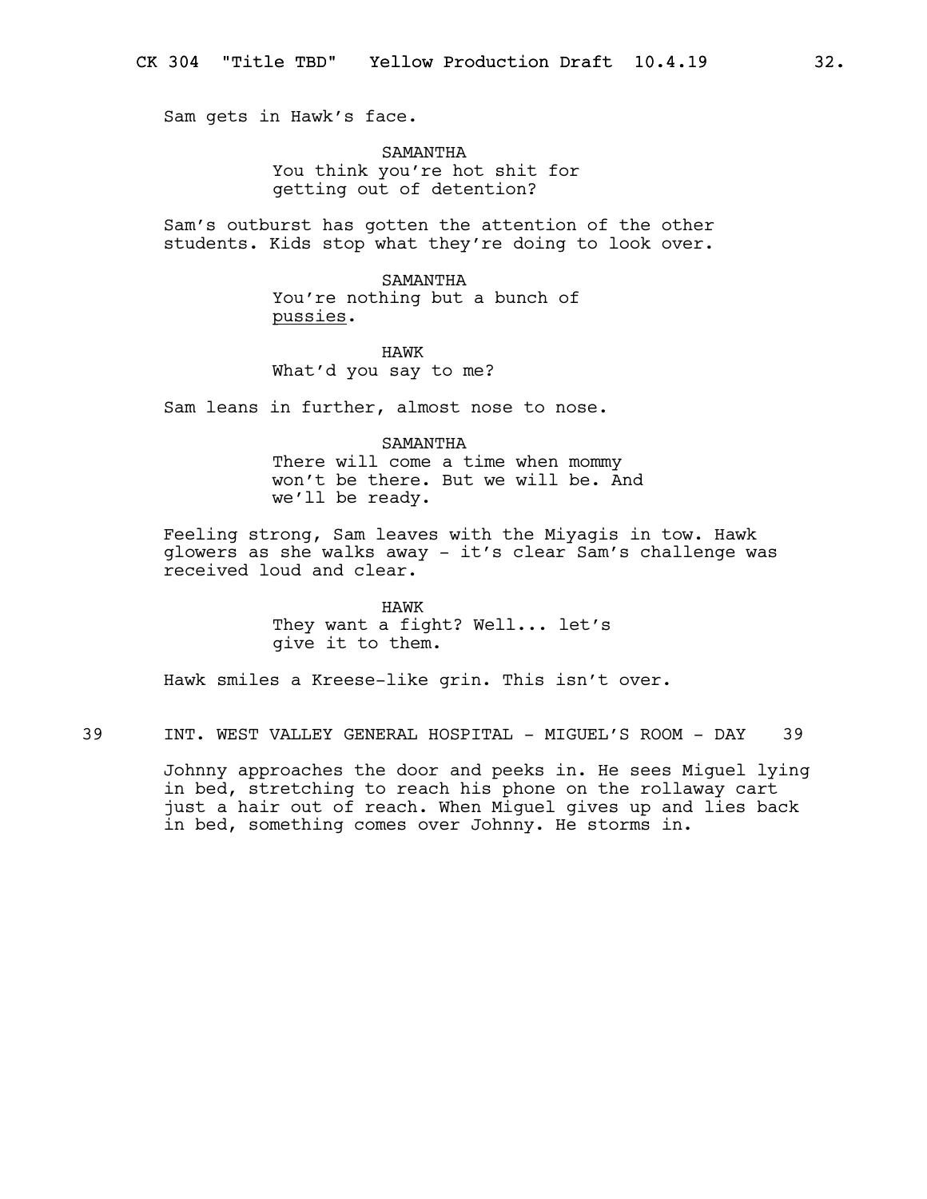Sam gets in Hawk's face.

SAMANTHA
You think you're hot shit for getting out of detention?

Sam's outburst has gotten the attention of the other students. Kids stop what they're doing to look over.

SAMANTHA
You're nothing but a bunch of <u>pussies</u>.

HAWK
What'd you say to me?

Sam leans in further, almost nose to nose.

SAMANTHA
There will come a time when mommy won't be there. But we will be. And we'll be ready.

Feeling strong, Sam leaves with the Miyagis in tow. Hawk glowers as she walks away - it's clear Sam's challenge was received loud and clear.

HAWK
They want a fight? Well... let's give it to them.

Hawk smiles a Kreese-like grin. This isn't over.

39 INT. WEST VALLEY GENERAL HOSPITAL - MIGUEL'S ROOM - DAY 39

Johnny approaches the door and peeks in. He sees Miguel lying in bed, stretching to reach his phone on the rollaway cart just a hair out of reach. When Miguel gives up and lies back in bed, something comes over Johnny. He storms in.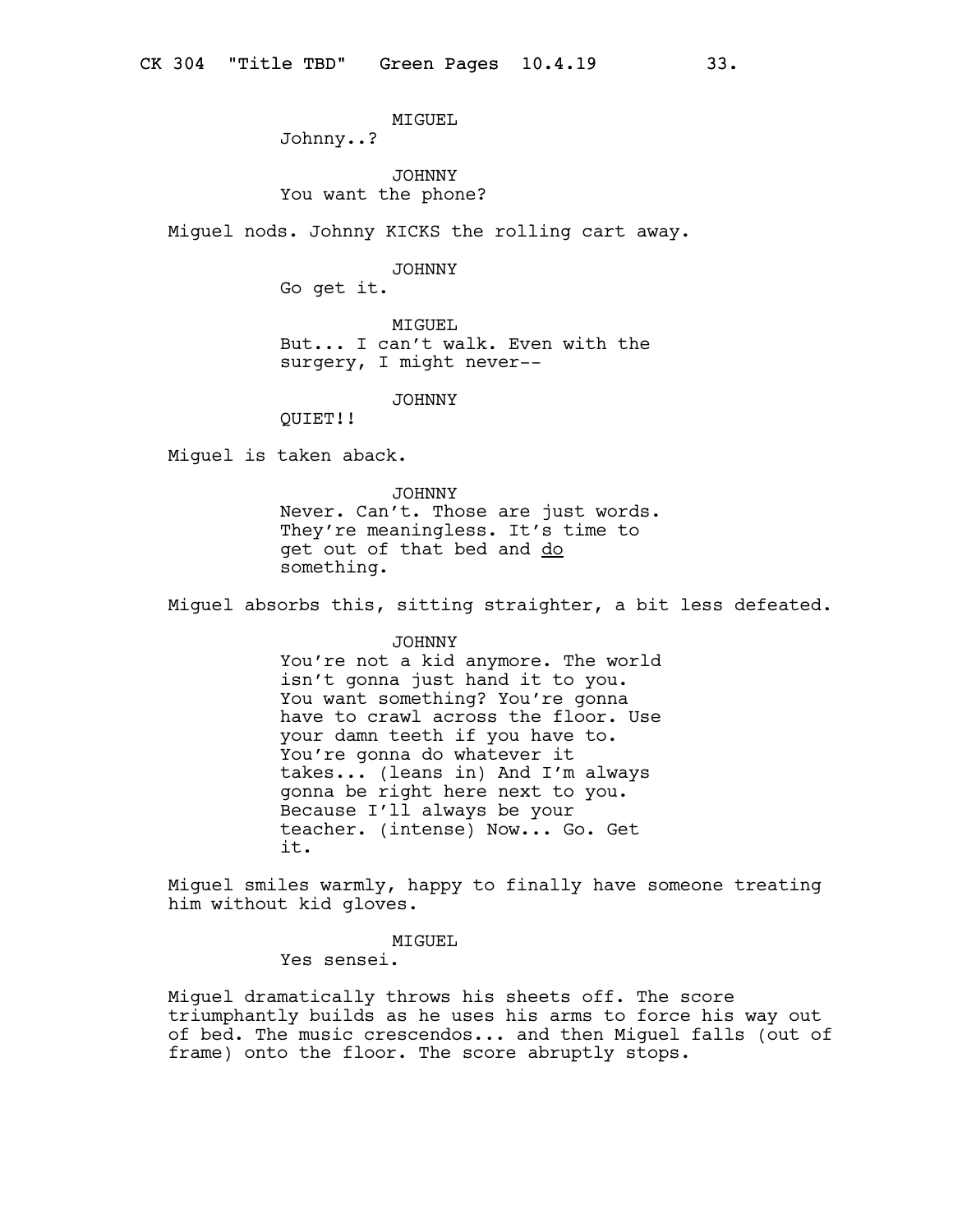MIGUEL
Johnny..?

JOHNNY
You want the phone?

Miguel nods. Johnny KICKS the rolling cart away.

JOHNNY
Go get it.

MIGUEL
But... I can't walk. Even with the surgery, I might never--

JOHNNY
QUIET!!

Miguel is taken aback.

JOHNNY
Never. Can't. Those are just words. They're meaningless. It's time to get out of that bed and <u>do</u> something.

Miguel absorbs this, sitting straighter, a bit less defeated.

JOHNNY
You're not a kid anymore. The world isn't gonna just hand it to you. You want something? You're gonna have to crawl across the floor. Use your damn teeth if you have to. You're gonna do whatever it takes... (leans in) And I'm always gonna be right here next to you. Because I'll always be your teacher. (intense) Now... Go. Get it.

Miguel smiles warmly, happy to finally have someone treating him without kid gloves.

MIGUEL
Yes sensei.

Miguel dramatically throws his sheets off. The score triumphantly builds as he uses his arms to force his way out of bed. The music crescendos... and then Miguel falls (out of frame) onto the floor. The score abruptly stops.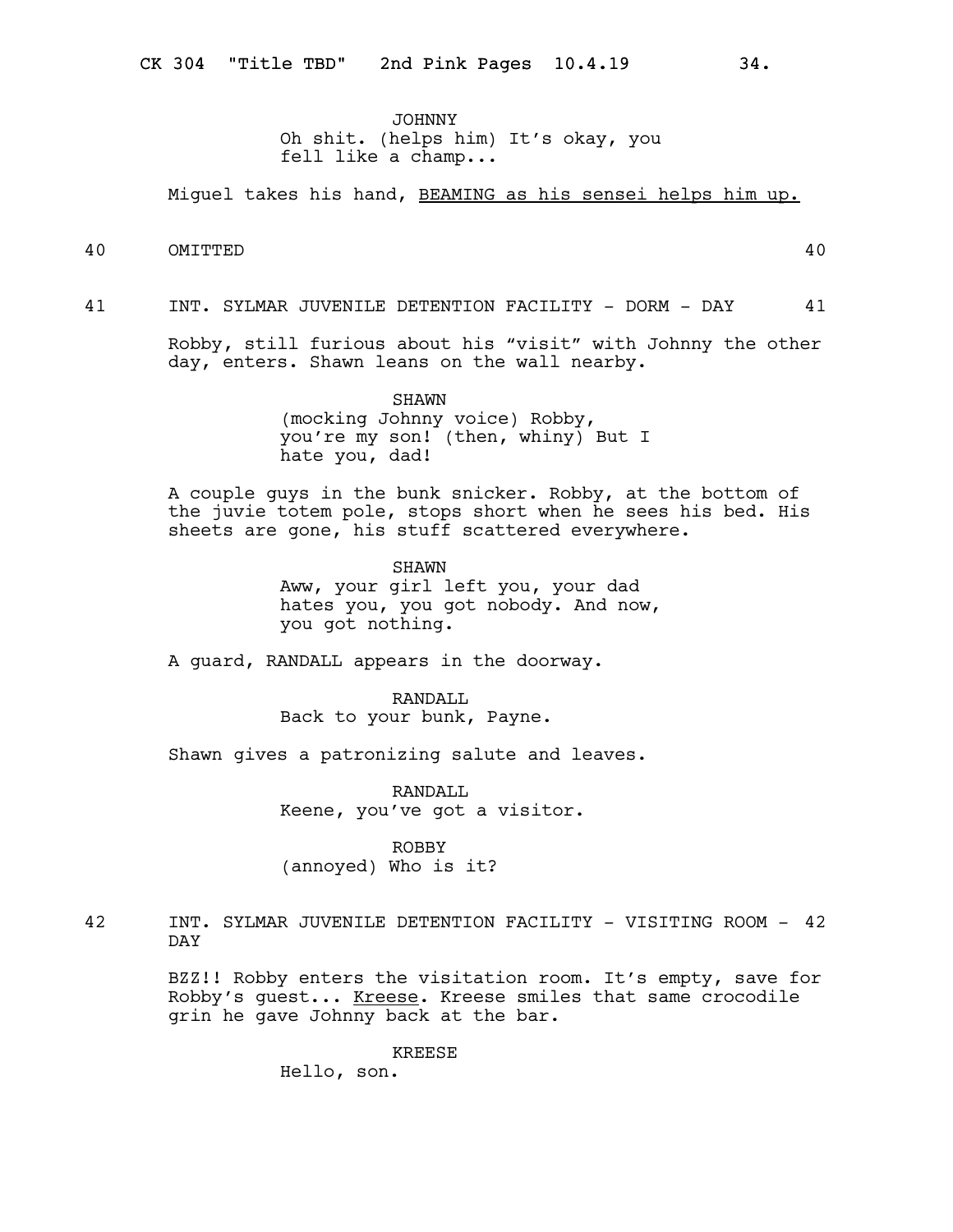JOHNNY
Oh shit. (helps him) It's okay, you fell like a champ...

Miguel takes his hand, <u>BEAMING as his sensei helps him up.</u>

40 OMITTED 40

41 INT. SYLMAR JUVENILE DETENTION FACILITY - DORM - DAY 41

Robby, still furious about his "visit" with Johnny the other day, enters. Shawn leans on the wall nearby.

SHAWN
(mocking Johnny voice) Robby, you're my son! (then, whiny) But I hate you, dad!

A couple guys in the bunk snicker. Robby, at the bottom of the juvie totem pole, stops short when he sees his bed. His sheets are gone, his stuff scattered everywhere.

SHAWN
Aww, your girl left you, your dad hates you, you got nobody. And now, you got nothing.

A guard, RANDALL appears in the doorway.

RANDALL
Back to your bunk, Payne.

Shawn gives a patronizing salute and leaves.

RANDALL
Keene, you've got a visitor.

ROBBY
(annoyed) Who is it?

42 INT. SYLMAR JUVENILE DETENTION FACILITY - VISITING ROOM - DAY 42

BZZ!! Robby enters the visitation room. It's empty, save for Robby's guest... <u>Kreese</u>. Kreese smiles that same crocodile grin he gave Johnny back at the bar.

KREESE
Hello, son.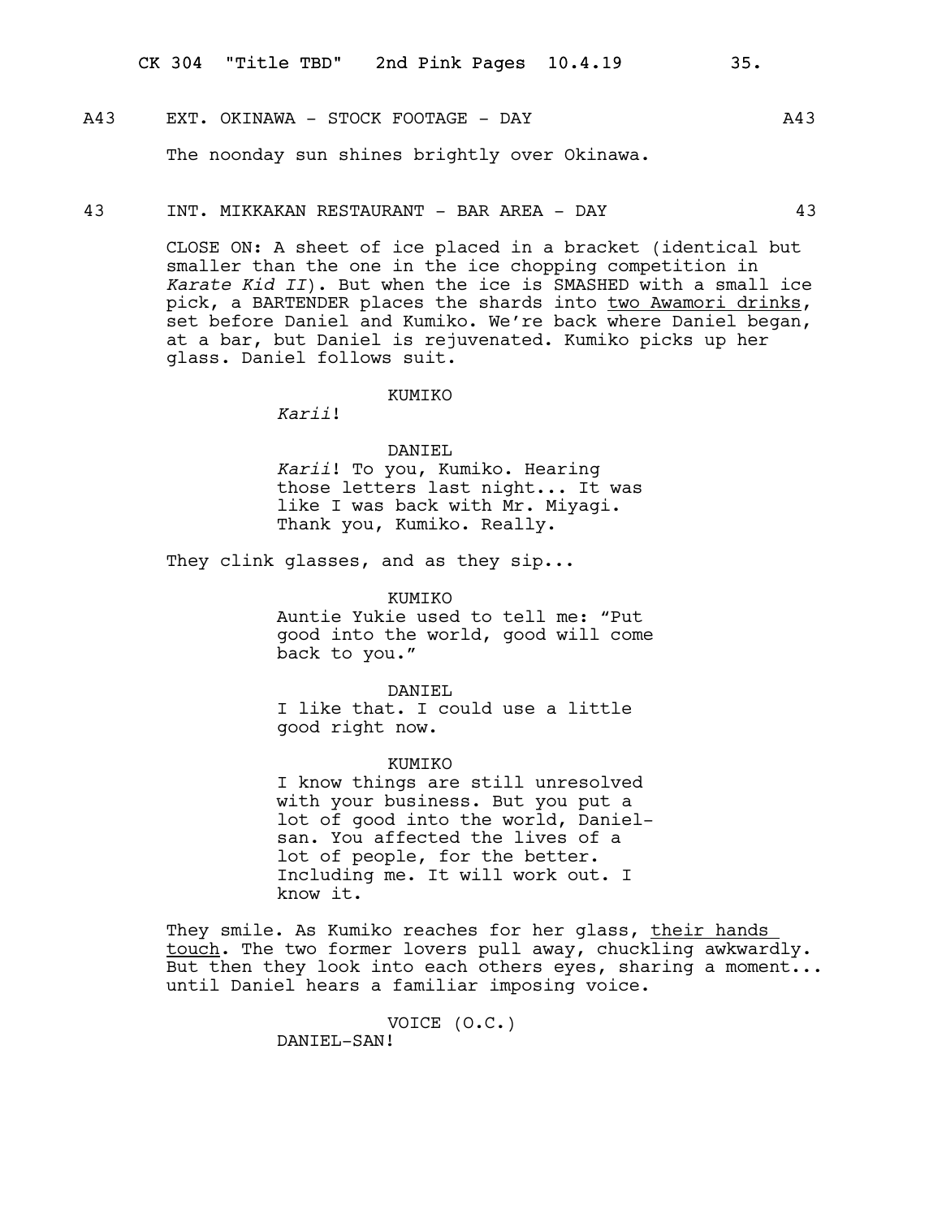A43 EXT. OKINAWA - STOCK FOOTAGE - DAY A43

The noonday sun shines brightly over Okinawa.

43 INT. MIKKAKAN RESTAURANT - BAR AREA - DAY 43

CLOSE ON: A sheet of ice placed in a bracket (identical but smaller than the one in the ice chopping competition in *Karate Kid II*). But when the ice is SMASHED with a small ice pick, a BARTENDER places the shards into <u>two Awamori drinks</u>, set before Daniel and Kumiko. We're back where Daniel began, at a bar, but Daniel is rejuvenated. Kumiko picks up her glass. Daniel follows suit.

KUMIKO

*Karii*!

DANIEL

*Karii*! To you, Kumiko. Hearing those letters last night... It was like I was back with Mr. Miyagi. Thank you, Kumiko. Really.

They clink glasses, and as they sip...

KUMIKO

Auntie Yukie used to tell me: "Put good into the world, good will come back to you."

DANIEL

I like that. I could use a little good right now.

KUMIKO

I know things are still unresolved with your business. But you put a lot of good into the world, Daniel-san. You affected the lives of a lot of people, for the better. Including me. It will work out. I know it.

They smile. As Kumiko reaches for her glass, <u>their hands touch</u>. The two former lovers pull away, chuckling awkwardly. But then they look into each others eyes, sharing a moment... until Daniel hears a familiar imposing voice.

VOICE (O.C.)

DANIEL-SAN!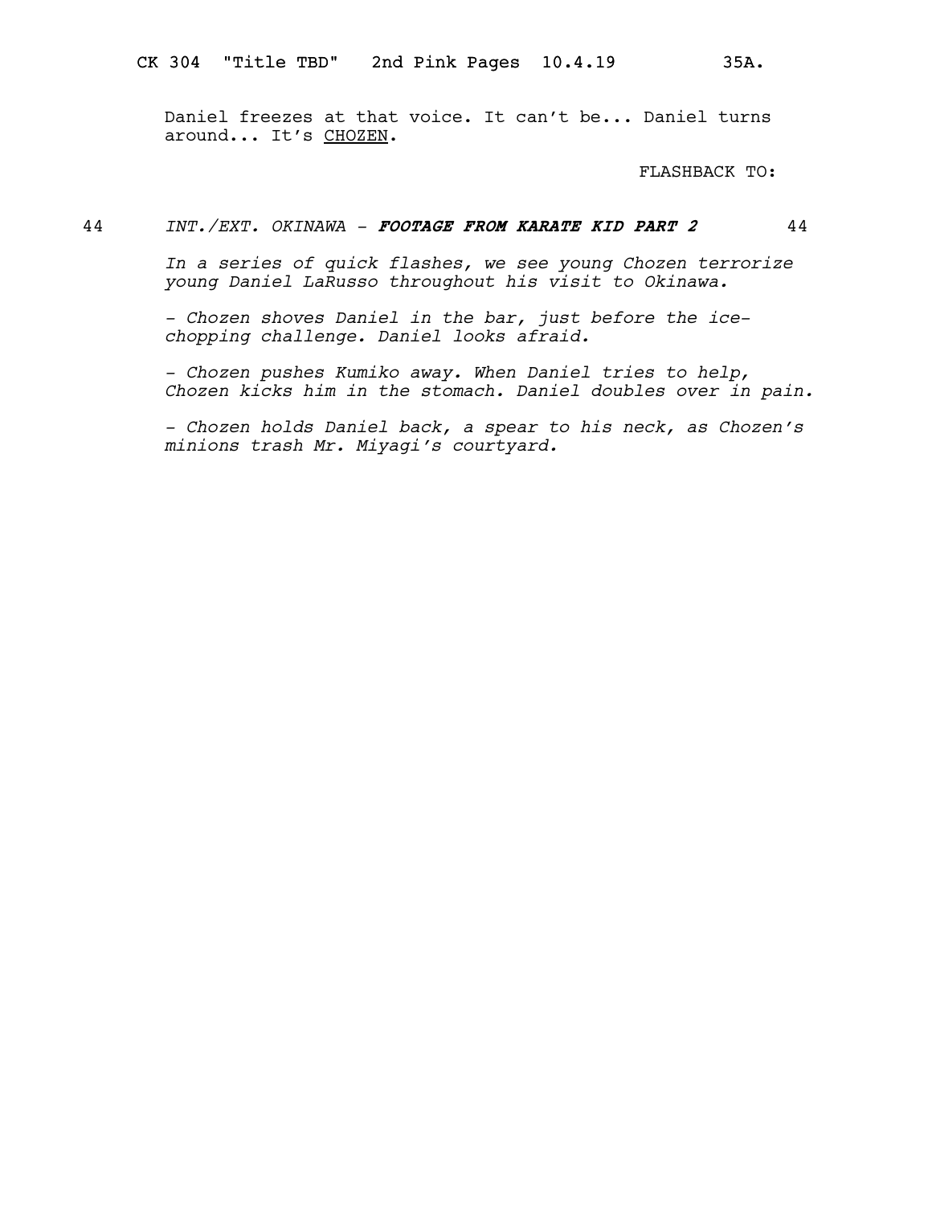Daniel freezes at that voice. It can't be... Daniel turns around... It's <u>CHOZEN</u>.

FLASHBACK TO:

44 *INT./EXT. OKINAWA - **FOOTAGE FROM KARATE KID PART 2*** 44

*In a series of quick flashes, we see young Chozen terrorize young Daniel LaRusso throughout his visit to Okinawa.*

*- Chozen shoves Daniel in the bar, just before the ice-chopping challenge. Daniel looks afraid.*

*- Chozen pushes Kumiko away. When Daniel tries to help, Chozen kicks him in the stomach. Daniel doubles over in pain.*

*- Chozen holds Daniel back, a spear to his neck, as Chozen's minions trash Mr. Miyagi's courtyard.*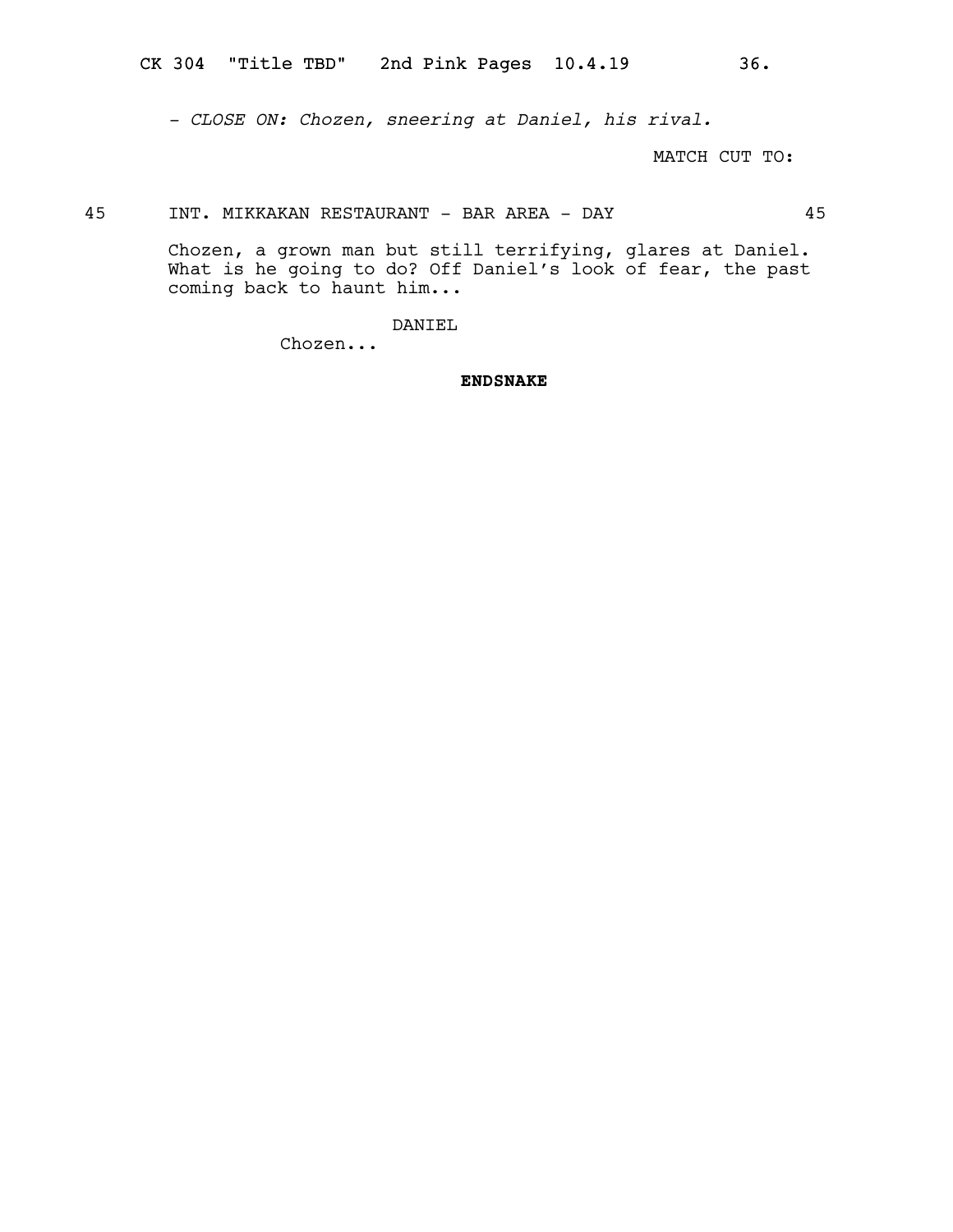- *CLOSE ON: Chozen, sneering at Daniel, his rival.*

MATCH CUT TO:

45 INT. MIKKAKAN RESTAURANT - BAR AREA - DAY 45

Chozen, a grown man but still terrifying, glares at Daniel. What is he going to do? Off Daniel's look of fear, the past coming back to haunt him...

DANIEL
Chozen...

**ENDSNAKE**